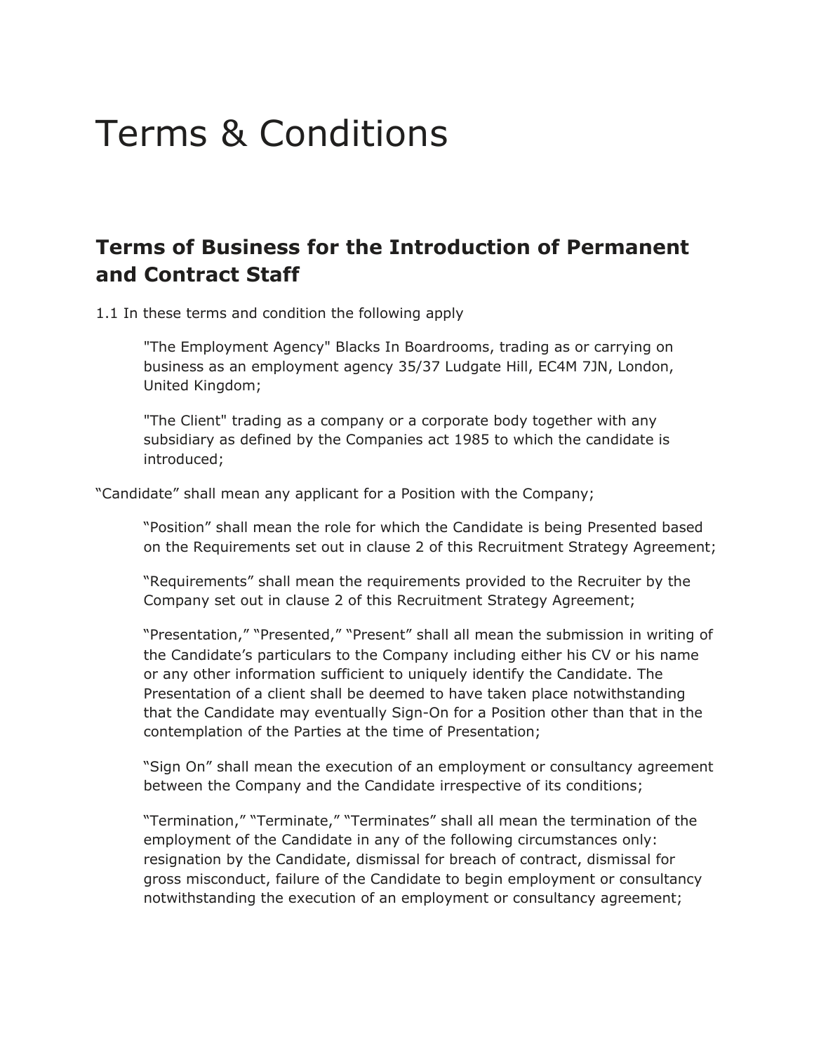# Terms & Conditions

## Terms of Business for the Introduction of Permanent and Contract Staff

1.1 In these terms and condition the following apply

> "The Employment Agency" Blacks In Boardrooms, trading as or carrying on business as an employment agency 35/37 Ludgate Hill, EC4M 7JN, London, United Kingdom;
>
> "The Client" trading as a company or a corporate body together with any subsidiary as defined by the Companies act 1985 to which the candidate is introduced;

"Candidate" shall mean any applicant for a Position with the Company;

> "Position" shall mean the role for which the Candidate is being Presented based on the Requirements set out in clause 2 of this Recruitment Strategy Agreement;
>
> "Requirements" shall mean the requirements provided to the Recruiter by the Company set out in clause 2 of this Recruitment Strategy Agreement;
>
> "Presentation," "Presented," "Present" shall all mean the submission in writing of the Candidate's particulars to the Company including either his CV or his name or any other information sufficient to uniquely identify the Candidate. The Presentation of a client shall be deemed to have taken place notwithstanding that the Candidate may eventually Sign-On for a Position other than that in the contemplation of the Parties at the time of Presentation;
>
> "Sign On" shall mean the execution of an employment or consultancy agreement between the Company and the Candidate irrespective of its conditions;
>
> "Termination," "Terminate," "Terminates" shall all mean the termination of the employment of the Candidate in any of the following circumstances only: resignation by the Candidate, dismissal for breach of contract, dismissal for gross misconduct, failure of the Candidate to begin employment or consultancy notwithstanding the execution of an employment or consultancy agreement;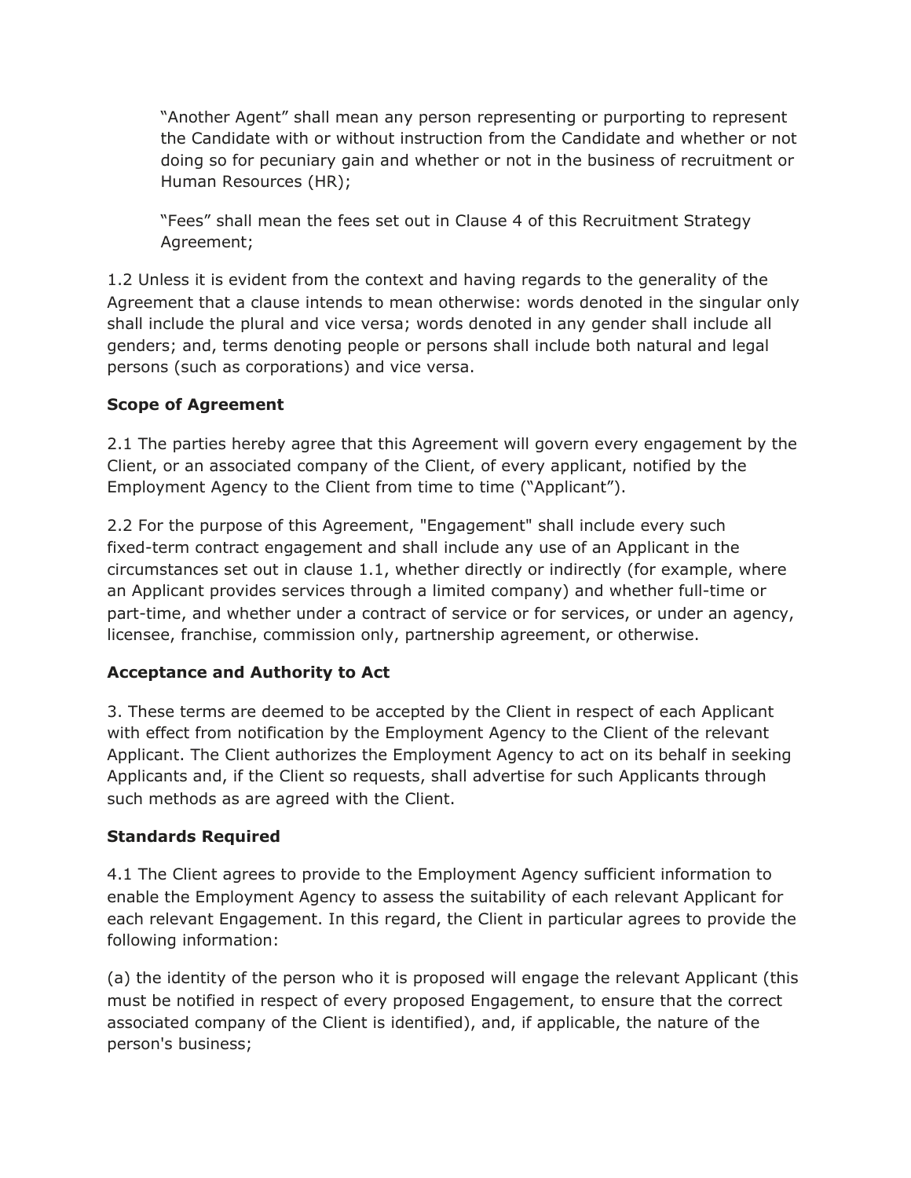"Another Agent" shall mean any person representing or purporting to represent the Candidate with or without instruction from the Candidate and whether or not doing so for pecuniary gain and whether or not in the business of recruitment or Human Resources (HR);

"Fees" shall mean the fees set out in Clause 4 of this Recruitment Strategy Agreement;

1.2 Unless it is evident from the context and having regards to the generality of the Agreement that a clause intends to mean otherwise: words denoted in the singular only shall include the plural and vice versa; words denoted in any gender shall include all genders; and, terms denoting people or persons shall include both natural and legal persons (such as corporations) and vice versa.

**Scope of Agreement**

2.1 The parties hereby agree that this Agreement will govern every engagement by the Client, or an associated company of the Client, of every applicant, notified by the Employment Agency to the Client from time to time ("Applicant").

2.2 For the purpose of this Agreement, "Engagement" shall include every such fixed-term contract engagement and shall include any use of an Applicant in the circumstances set out in clause 1.1, whether directly or indirectly (for example, where an Applicant provides services through a limited company) and whether full-time or part-time, and whether under a contract of service or for services, or under an agency, licensee, franchise, commission only, partnership agreement, or otherwise.

**Acceptance and Authority to Act**

3. These terms are deemed to be accepted by the Client in respect of each Applicant with effect from notification by the Employment Agency to the Client of the relevant Applicant. The Client authorizes the Employment Agency to act on its behalf in seeking Applicants and, if the Client so requests, shall advertise for such Applicants through such methods as are agreed with the Client.

**Standards Required**

4.1 The Client agrees to provide to the Employment Agency sufficient information to enable the Employment Agency to assess the suitability of each relevant Applicant for each relevant Engagement. In this regard, the Client in particular agrees to provide the following information:

(a) the identity of the person who it is proposed will engage the relevant Applicant (this must be notified in respect of every proposed Engagement, to ensure that the correct associated company of the Client is identified), and, if applicable, the nature of the person's business;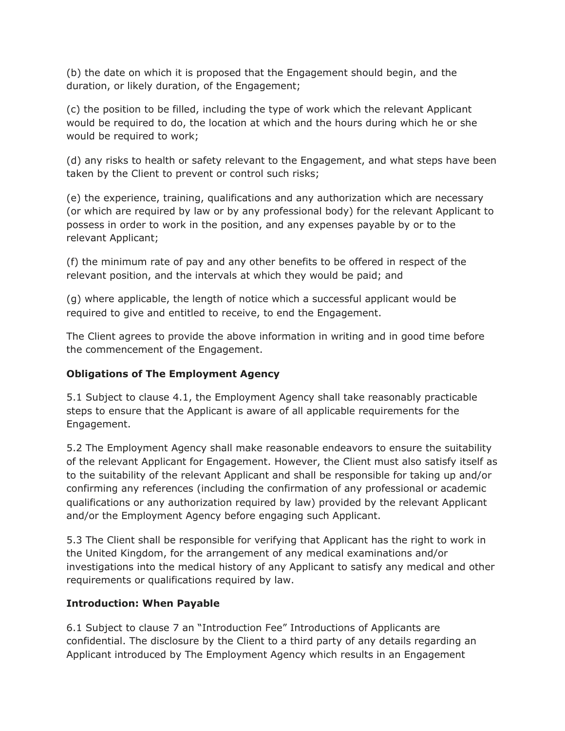(b) the date on which it is proposed that the Engagement should begin, and the duration, or likely duration, of the Engagement;

(c) the position to be filled, including the type of work which the relevant Applicant would be required to do, the location at which and the hours during which he or she would be required to work;

(d) any risks to health or safety relevant to the Engagement, and what steps have been taken by the Client to prevent or control such risks;

(e) the experience, training, qualifications and any authorization which are necessary (or which are required by law or by any professional body) for the relevant Applicant to possess in order to work in the position, and any expenses payable by or to the relevant Applicant;

(f) the minimum rate of pay and any other benefits to be offered in respect of the relevant position, and the intervals at which they would be paid; and

(g) where applicable, the length of notice which a successful applicant would be required to give and entitled to receive, to end the Engagement.

The Client agrees to provide the above information in writing and in good time before the commencement of the Engagement.

**Obligations of The Employment Agency**

5.1 Subject to clause 4.1, the Employment Agency shall take reasonably practicable steps to ensure that the Applicant is aware of all applicable requirements for the Engagement.

5.2 The Employment Agency shall make reasonable endeavors to ensure the suitability of the relevant Applicant for Engagement. However, the Client must also satisfy itself as to the suitability of the relevant Applicant and shall be responsible for taking up and/or confirming any references (including the confirmation of any professional or academic qualifications or any authorization required by law) provided by the relevant Applicant and/or the Employment Agency before engaging such Applicant.

5.3 The Client shall be responsible for verifying that Applicant has the right to work in the United Kingdom, for the arrangement of any medical examinations and/or investigations into the medical history of any Applicant to satisfy any medical and other requirements or qualifications required by law.

**Introduction: When Payable**

6.1 Subject to clause 7 an "Introduction Fee" Introductions of Applicants are confidential. The disclosure by the Client to a third party of any details regarding an Applicant introduced by The Employment Agency which results in an Engagement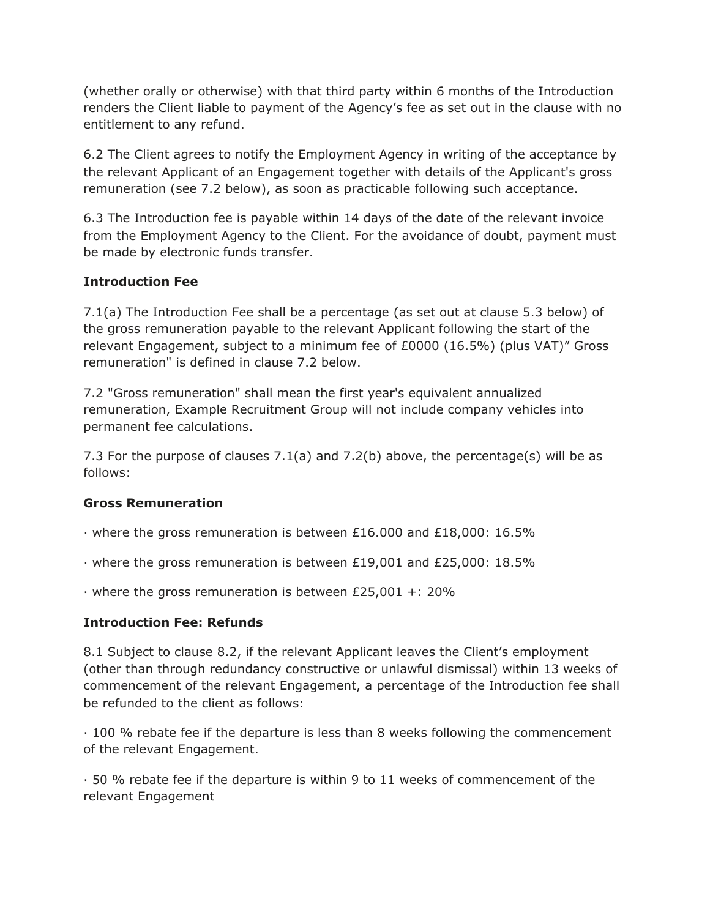(whether orally or otherwise) with that third party within 6 months of the Introduction renders the Client liable to payment of the Agency's fee as set out in the clause with no entitlement to any refund.

6.2 The Client agrees to notify the Employment Agency in writing of the acceptance by the relevant Applicant of an Engagement together with details of the Applicant's gross remuneration (see 7.2 below), as soon as practicable following such acceptance.

6.3 The Introduction fee is payable within 14 days of the date of the relevant invoice from the Employment Agency to the Client. For the avoidance of doubt, payment must be made by electronic funds transfer.

**Introduction Fee**

7.1(a) The Introduction Fee shall be a percentage (as set out at clause 5.3 below) of the gross remuneration payable to the relevant Applicant following the start of the relevant Engagement, subject to a minimum fee of £0000 (16.5%) (plus VAT)" Gross remuneration" is defined in clause 7.2 below.

7.2 "Gross remuneration" shall mean the first year's equivalent annualized remuneration, Example Recruitment Group will not include company vehicles into permanent fee calculations.

7.3 For the purpose of clauses 7.1(a) and 7.2(b) above, the percentage(s) will be as follows:

**Gross Remuneration**

· where the gross remuneration is between £16.000 and £18,000: 16.5%

· where the gross remuneration is between £19,001 and £25,000: 18.5%

· where the gross remuneration is between £25,001 +: 20%

**Introduction Fee: Refunds**

8.1 Subject to clause 8.2, if the relevant Applicant leaves the Client's employment (other than through redundancy constructive or unlawful dismissal) within 13 weeks of commencement of the relevant Engagement, a percentage of the Introduction fee shall be refunded to the client as follows:

· 100 % rebate fee if the departure is less than 8 weeks following the commencement of the relevant Engagement.

· 50 % rebate fee if the departure is within 9 to 11 weeks of commencement of the relevant Engagement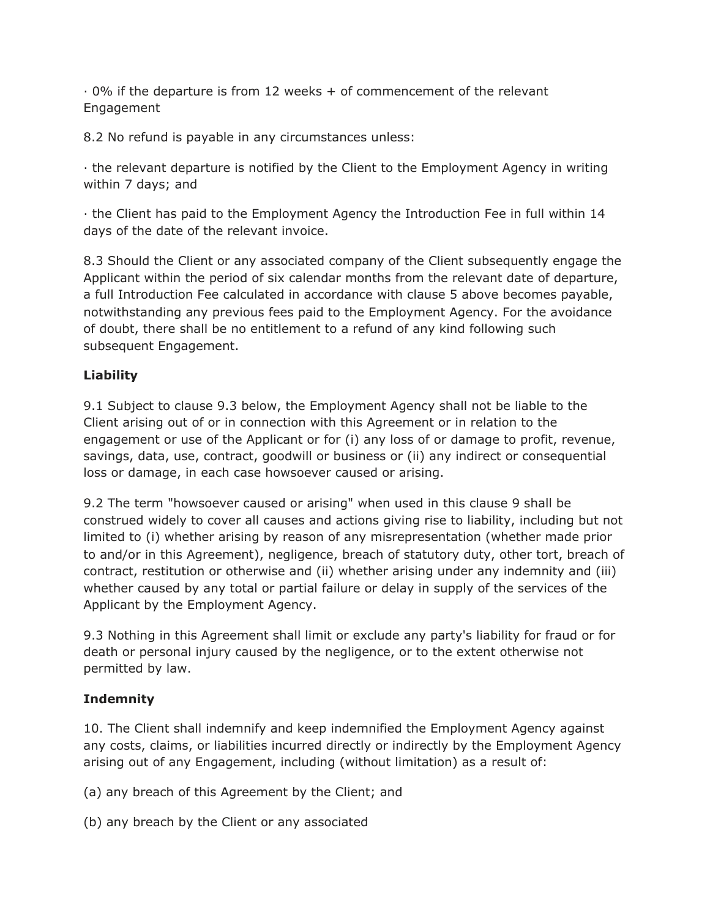· 0% if the departure is from 12 weeks + of commencement of the relevant Engagement

8.2 No refund is payable in any circumstances unless:

· the relevant departure is notified by the Client to the Employment Agency in writing within 7 days; and

· the Client has paid to the Employment Agency the Introduction Fee in full within 14 days of the date of the relevant invoice.

8.3 Should the Client or any associated company of the Client subsequently engage the Applicant within the period of six calendar months from the relevant date of departure, a full Introduction Fee calculated in accordance with clause 5 above becomes payable, notwithstanding any previous fees paid to the Employment Agency. For the avoidance of doubt, there shall be no entitlement to a refund of any kind following such subsequent Engagement.

**Liability**

9.1 Subject to clause 9.3 below, the Employment Agency shall not be liable to the Client arising out of or in connection with this Agreement or in relation to the engagement or use of the Applicant or for (i) any loss of or damage to profit, revenue, savings, data, use, contract, goodwill or business or (ii) any indirect or consequential loss or damage, in each case howsoever caused or arising.

9.2 The term "howsoever caused or arising" when used in this clause 9 shall be construed widely to cover all causes and actions giving rise to liability, including but not limited to (i) whether arising by reason of any misrepresentation (whether made prior to and/or in this Agreement), negligence, breach of statutory duty, other tort, breach of contract, restitution or otherwise and (ii) whether arising under any indemnity and (iii) whether caused by any total or partial failure or delay in supply of the services of the Applicant by the Employment Agency.

9.3 Nothing in this Agreement shall limit or exclude any party's liability for fraud or for death or personal injury caused by the negligence, or to the extent otherwise not permitted by law.

**Indemnity**

10. The Client shall indemnify and keep indemnified the Employment Agency against any costs, claims, or liabilities incurred directly or indirectly by the Employment Agency arising out of any Engagement, including (without limitation) as a result of:

(a) any breach of this Agreement by the Client; and

(b) any breach by the Client or any associated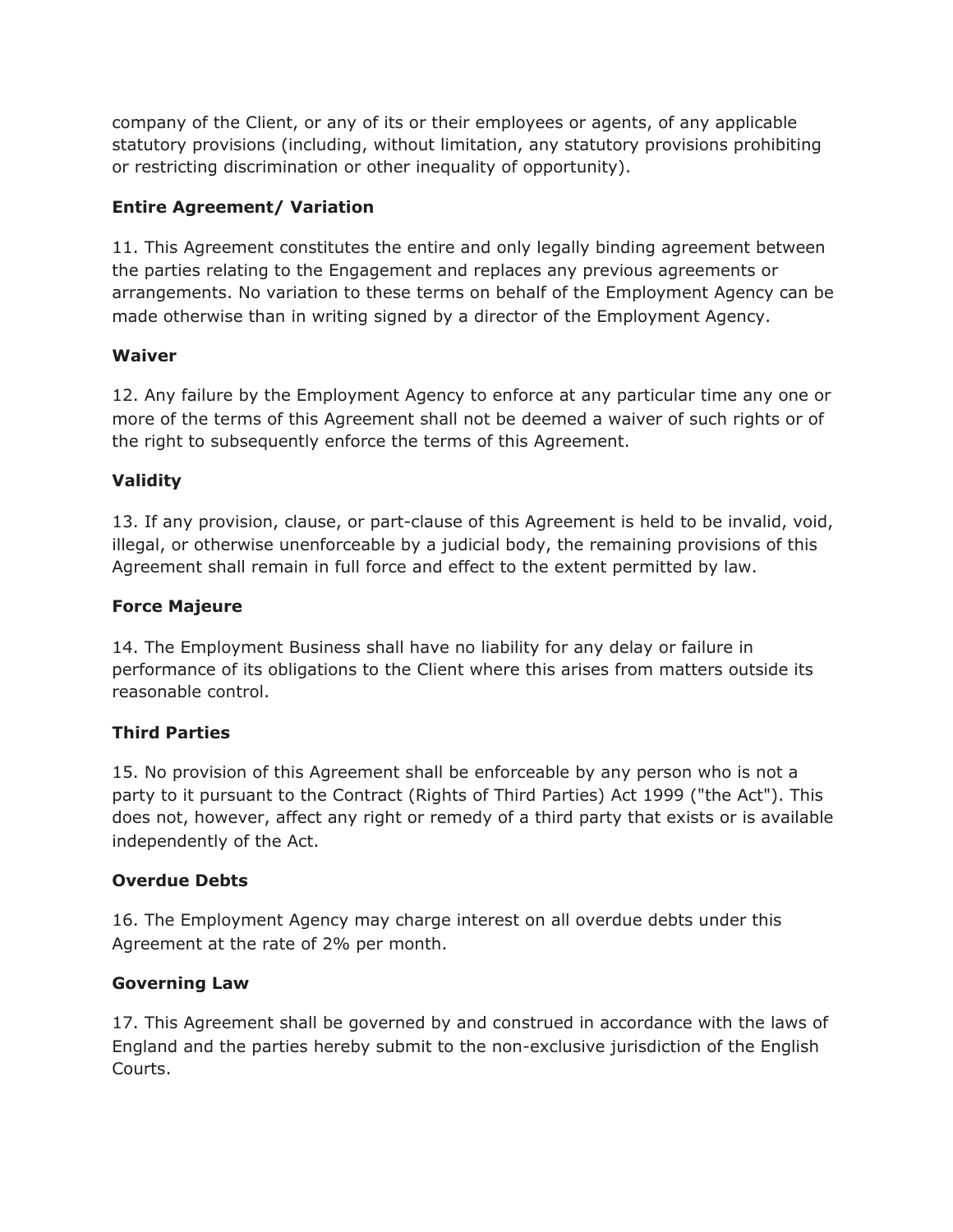company of the Client, or any of its or their employees or agents, of any applicable statutory provisions (including, without limitation, any statutory provisions prohibiting or restricting discrimination or other inequality of opportunity).

**Entire Agreement/ Variation**

11. This Agreement constitutes the entire and only legally binding agreement between the parties relating to the Engagement and replaces any previous agreements or arrangements. No variation to these terms on behalf of the Employment Agency can be made otherwise than in writing signed by a director of the Employment Agency.

**Waiver**

12. Any failure by the Employment Agency to enforce at any particular time any one or more of the terms of this Agreement shall not be deemed a waiver of such rights or of the right to subsequently enforce the terms of this Agreement.

**Validity**

13. If any provision, clause, or part-clause of this Agreement is held to be invalid, void, illegal, or otherwise unenforceable by a judicial body, the remaining provisions of this Agreement shall remain in full force and effect to the extent permitted by law.

**Force Majeure**

14. The Employment Business shall have no liability for any delay or failure in performance of its obligations to the Client where this arises from matters outside its reasonable control.

**Third Parties**

15. No provision of this Agreement shall be enforceable by any person who is not a party to it pursuant to the Contract (Rights of Third Parties) Act 1999 ("the Act"). This does not, however, affect any right or remedy of a third party that exists or is available independently of the Act.

**Overdue Debts**

16. The Employment Agency may charge interest on all overdue debts under this Agreement at the rate of 2% per month.

**Governing Law**

17. This Agreement shall be governed by and construed in accordance with the laws of England and the parties hereby submit to the non-exclusive jurisdiction of the English Courts.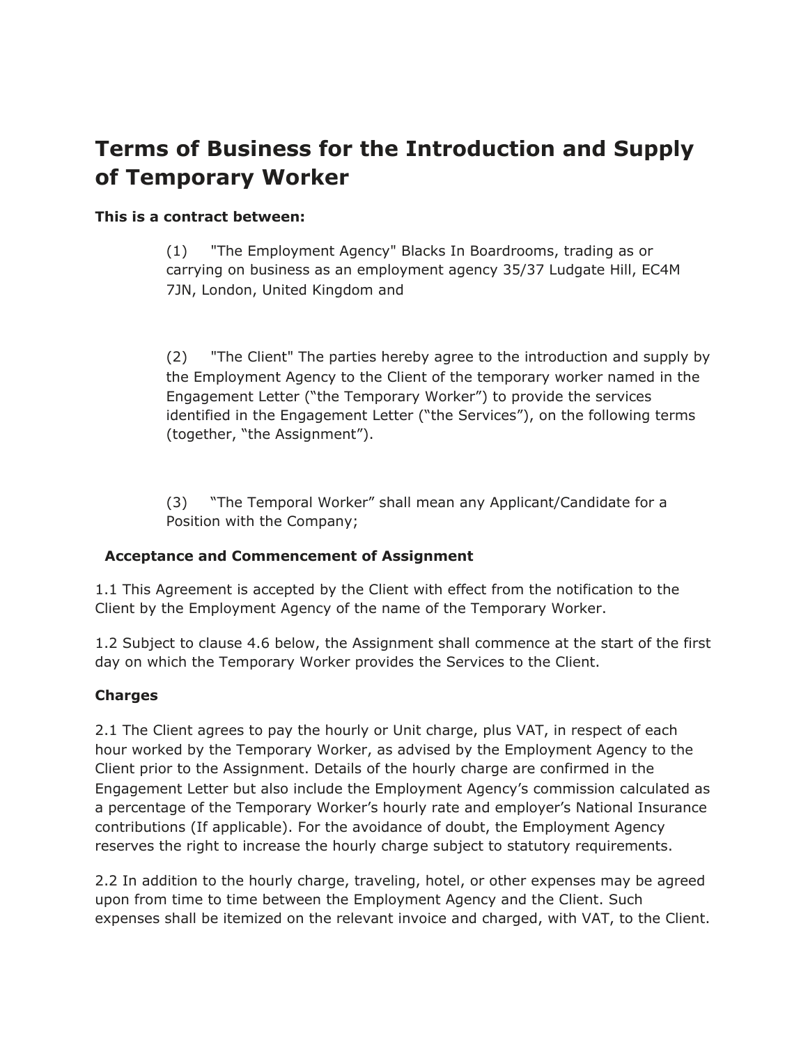# Terms of Business for the Introduction and Supply of Temporary Worker

**This is a contract between:**

(1) "The Employment Agency" Blacks In Boardrooms, trading as or carrying on business as an employment agency 35/37 Ludgate Hill, EC4M 7JN, London, United Kingdom and

(2) "The Client" The parties hereby agree to the introduction and supply by the Employment Agency to the Client of the temporary worker named in the Engagement Letter ("the Temporary Worker") to provide the services identified in the Engagement Letter ("the Services"), on the following terms (together, "the Assignment").

(3) "The Temporal Worker" shall mean any Applicant/Candidate for a Position with the Company;

**Acceptance and Commencement of Assignment**

1.1 This Agreement is accepted by the Client with effect from the notification to the Client by the Employment Agency of the name of the Temporary Worker.

1.2 Subject to clause 4.6 below, the Assignment shall commence at the start of the first day on which the Temporary Worker provides the Services to the Client.

**Charges**

2.1 The Client agrees to pay the hourly or Unit charge, plus VAT, in respect of each hour worked by the Temporary Worker, as advised by the Employment Agency to the Client prior to the Assignment. Details of the hourly charge are confirmed in the Engagement Letter but also include the Employment Agency's commission calculated as a percentage of the Temporary Worker's hourly rate and employer's National Insurance contributions (If applicable). For the avoidance of doubt, the Employment Agency reserves the right to increase the hourly charge subject to statutory requirements.

2.2 In addition to the hourly charge, traveling, hotel, or other expenses may be agreed upon from time to time between the Employment Agency and the Client. Such expenses shall be itemized on the relevant invoice and charged, with VAT, to the Client.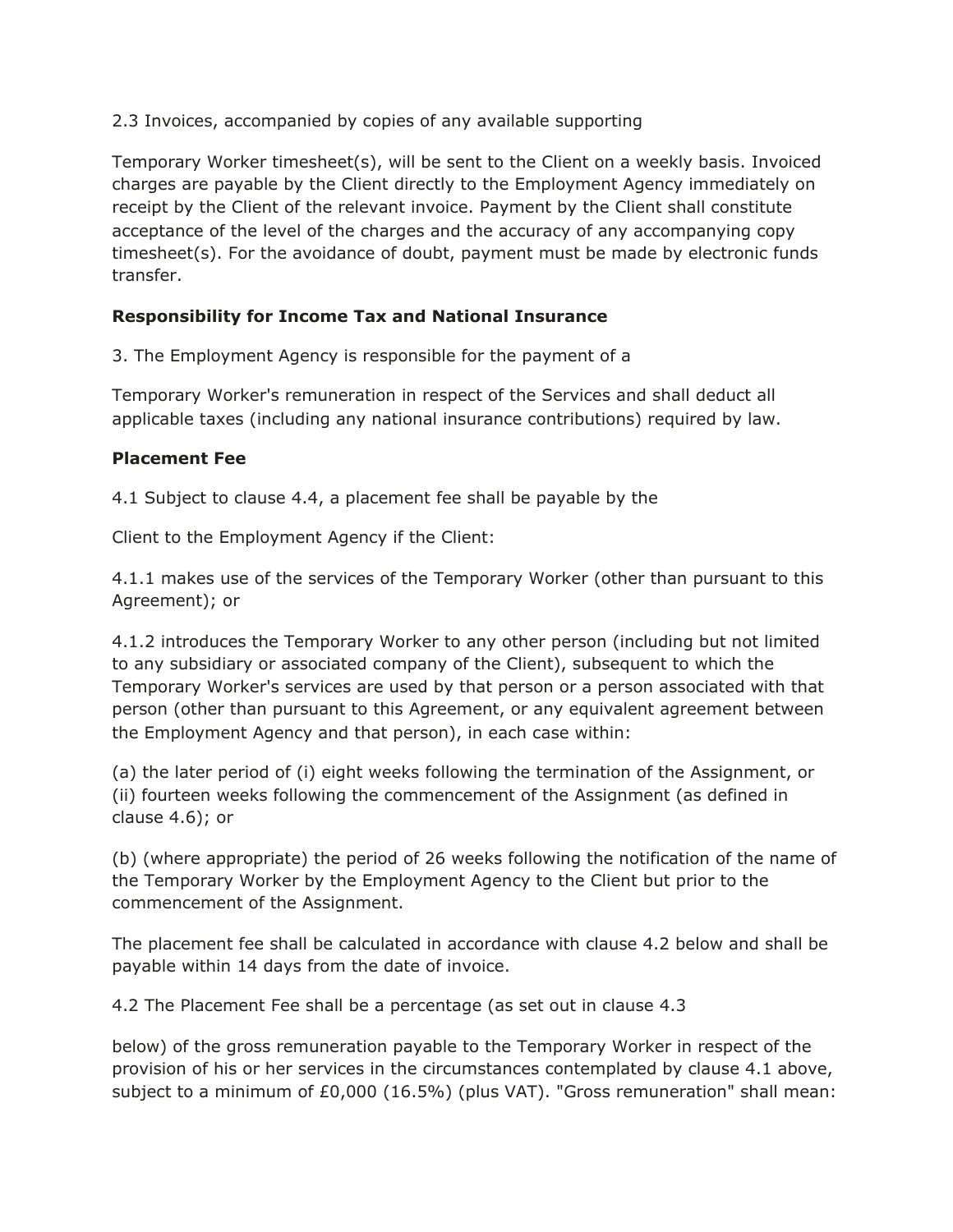2.3 Invoices, accompanied by copies of any available supporting

Temporary Worker timesheet(s), will be sent to the Client on a weekly basis. Invoiced charges are payable by the Client directly to the Employment Agency immediately on receipt by the Client of the relevant invoice. Payment by the Client shall constitute acceptance of the level of the charges and the accuracy of any accompanying copy timesheet(s). For the avoidance of doubt, payment must be made by electronic funds transfer.

**Responsibility for Income Tax and National Insurance**

3. The Employment Agency is responsible for the payment of a

Temporary Worker's remuneration in respect of the Services and shall deduct all applicable taxes (including any national insurance contributions) required by law.

**Placement Fee**

4.1 Subject to clause 4.4, a placement fee shall be payable by the

Client to the Employment Agency if the Client:

4.1.1 makes use of the services of the Temporary Worker (other than pursuant to this Agreement); or

4.1.2 introduces the Temporary Worker to any other person (including but not limited to any subsidiary or associated company of the Client), subsequent to which the Temporary Worker's services are used by that person or a person associated with that person (other than pursuant to this Agreement, or any equivalent agreement between the Employment Agency and that person), in each case within:

(a) the later period of (i) eight weeks following the termination of the Assignment, or (ii) fourteen weeks following the commencement of the Assignment (as defined in clause 4.6); or

(b) (where appropriate) the period of 26 weeks following the notification of the name of the Temporary Worker by the Employment Agency to the Client but prior to the commencement of the Assignment.

The placement fee shall be calculated in accordance with clause 4.2 below and shall be payable within 14 days from the date of invoice.

4.2 The Placement Fee shall be a percentage (as set out in clause 4.3

below) of the gross remuneration payable to the Temporary Worker in respect of the provision of his or her services in the circumstances contemplated by clause 4.1 above, subject to a minimum of £0,000 (16.5%) (plus VAT). "Gross remuneration" shall mean: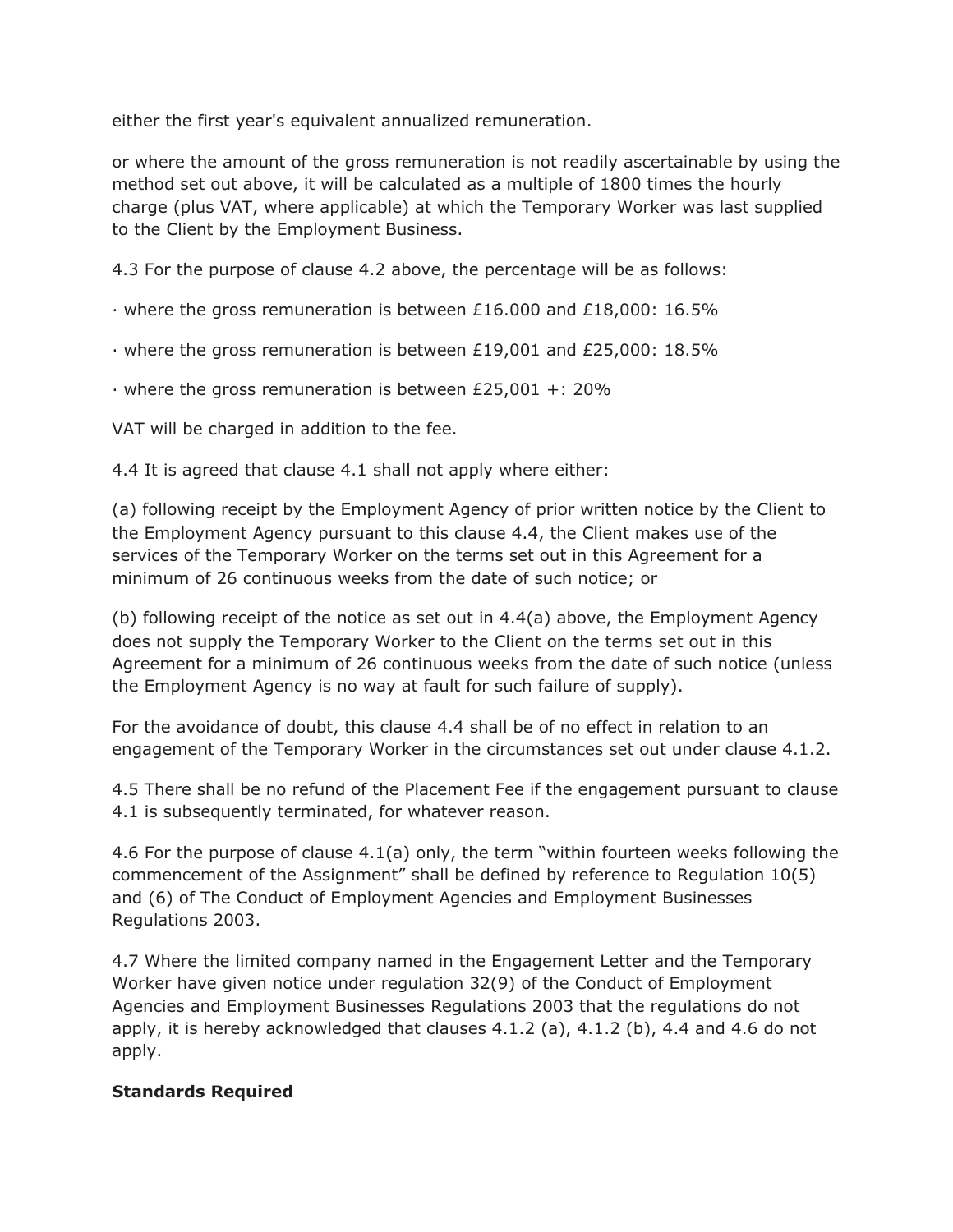either the first year's equivalent annualized remuneration.

or where the amount of the gross remuneration is not readily ascertainable by using the method set out above, it will be calculated as a multiple of 1800 times the hourly charge (plus VAT, where applicable) at which the Temporary Worker was last supplied to the Client by the Employment Business.

4.3 For the purpose of clause 4.2 above, the percentage will be as follows:

· where the gross remuneration is between £16.000 and £18,000: 16.5%

· where the gross remuneration is between £19,001 and £25,000: 18.5%

· where the gross remuneration is between £25,001 +: 20%

VAT will be charged in addition to the fee.

4.4 It is agreed that clause 4.1 shall not apply where either:

(a) following receipt by the Employment Agency of prior written notice by the Client to the Employment Agency pursuant to this clause 4.4, the Client makes use of the services of the Temporary Worker on the terms set out in this Agreement for a minimum of 26 continuous weeks from the date of such notice; or

(b) following receipt of the notice as set out in 4.4(a) above, the Employment Agency does not supply the Temporary Worker to the Client on the terms set out in this Agreement for a minimum of 26 continuous weeks from the date of such notice (unless the Employment Agency is no way at fault for such failure of supply).

For the avoidance of doubt, this clause 4.4 shall be of no effect in relation to an engagement of the Temporary Worker in the circumstances set out under clause 4.1.2.

4.5 There shall be no refund of the Placement Fee if the engagement pursuant to clause 4.1 is subsequently terminated, for whatever reason.

4.6 For the purpose of clause 4.1(a) only, the term "within fourteen weeks following the commencement of the Assignment" shall be defined by reference to Regulation 10(5) and (6) of The Conduct of Employment Agencies and Employment Businesses Regulations 2003.

4.7 Where the limited company named in the Engagement Letter and the Temporary Worker have given notice under regulation 32(9) of the Conduct of Employment Agencies and Employment Businesses Regulations 2003 that the regulations do not apply, it is hereby acknowledged that clauses 4.1.2 (a), 4.1.2 (b), 4.4 and 4.6 do not apply.

**Standards Required**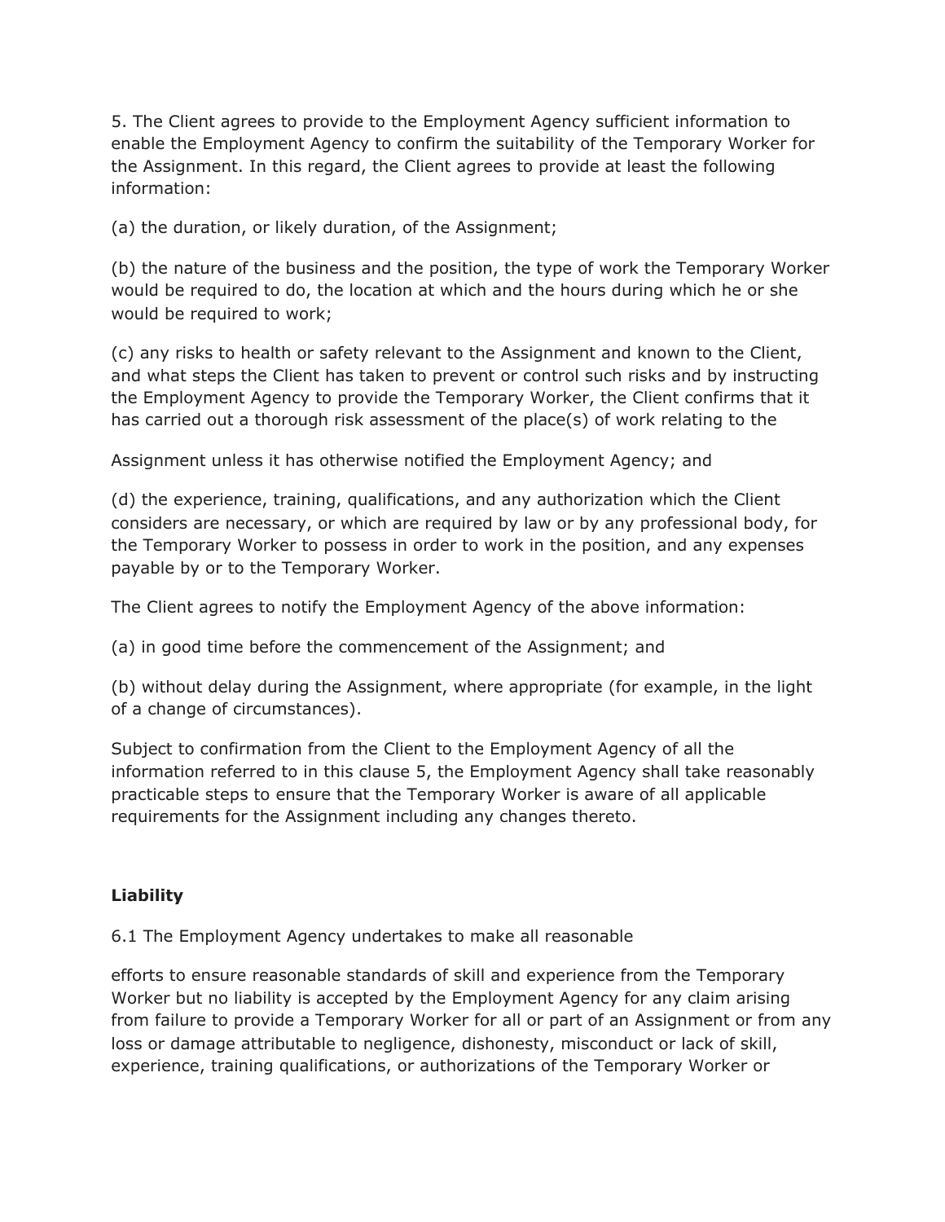5. The Client agrees to provide to the Employment Agency sufficient information to enable the Employment Agency to confirm the suitability of the Temporary Worker for the Assignment. In this regard, the Client agrees to provide at least the following information:

(a) the duration, or likely duration, of the Assignment;

(b) the nature of the business and the position, the type of work the Temporary Worker would be required to do, the location at which and the hours during which he or she would be required to work;

(c) any risks to health or safety relevant to the Assignment and known to the Client, and what steps the Client has taken to prevent or control such risks and by instructing the Employment Agency to provide the Temporary Worker, the Client confirms that it has carried out a thorough risk assessment of the place(s) of work relating to the Assignment unless it has otherwise notified the Employment Agency; and

(d) the experience, training, qualifications, and any authorization which the Client considers are necessary, or which are required by law or by any professional body, for the Temporary Worker to possess in order to work in the position, and any expenses payable by or to the Temporary Worker.

The Client agrees to notify the Employment Agency of the above information:

(a) in good time before the commencement of the Assignment; and

(b) without delay during the Assignment, where appropriate (for example, in the light of a change of circumstances).

Subject to confirmation from the Client to the Employment Agency of all the information referred to in this clause 5, the Employment Agency shall take reasonably practicable steps to ensure that the Temporary Worker is aware of all applicable requirements for the Assignment including any changes thereto.

**Liability**

6.1 The Employment Agency undertakes to make all reasonable efforts to ensure reasonable standards of skill and experience from the Temporary Worker but no liability is accepted by the Employment Agency for any claim arising from failure to provide a Temporary Worker for all or part of an Assignment or from any loss or damage attributable to negligence, dishonesty, misconduct or lack of skill, experience, training qualifications, or authorizations of the Temporary Worker or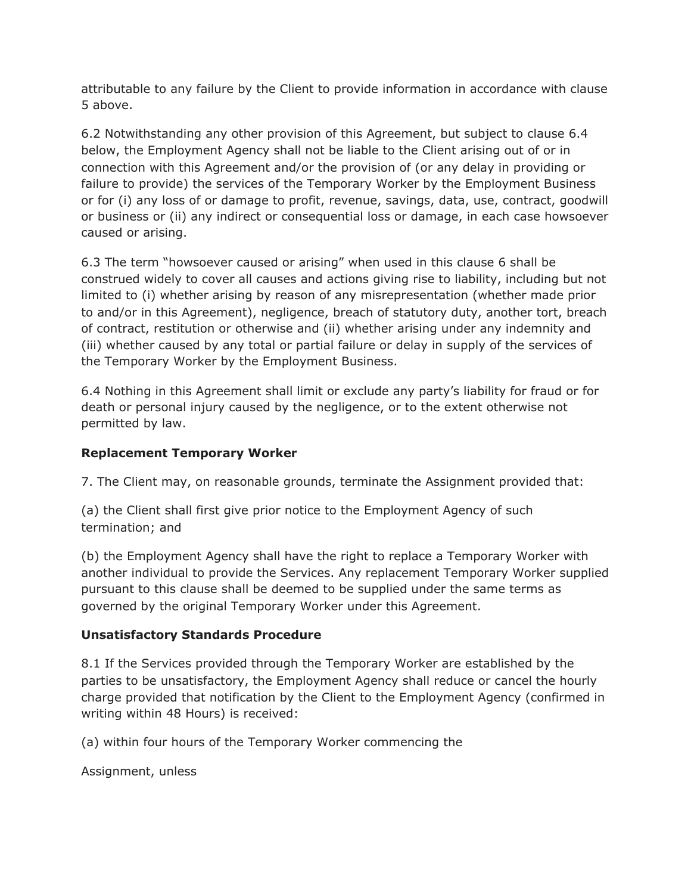attributable to any failure by the Client to provide information in accordance with clause 5 above.

6.2 Notwithstanding any other provision of this Agreement, but subject to clause 6.4 below, the Employment Agency shall not be liable to the Client arising out of or in connection with this Agreement and/or the provision of (or any delay in providing or failure to provide) the services of the Temporary Worker by the Employment Business or for (i) any loss of or damage to profit, revenue, savings, data, use, contract, goodwill or business or (ii) any indirect or consequential loss or damage, in each case howsoever caused or arising.

6.3 The term "howsoever caused or arising" when used in this clause 6 shall be construed widely to cover all causes and actions giving rise to liability, including but not limited to (i) whether arising by reason of any misrepresentation (whether made prior to and/or in this Agreement), negligence, breach of statutory duty, another tort, breach of contract, restitution or otherwise and (ii) whether arising under any indemnity and (iii) whether caused by any total or partial failure or delay in supply of the services of the Temporary Worker by the Employment Business.

6.4 Nothing in this Agreement shall limit or exclude any party's liability for fraud or for death or personal injury caused by the negligence, or to the extent otherwise not permitted by law.

**Replacement Temporary Worker**

7. The Client may, on reasonable grounds, terminate the Assignment provided that:

(a) the Client shall first give prior notice to the Employment Agency of such termination; and

(b) the Employment Agency shall have the right to replace a Temporary Worker with another individual to provide the Services. Any replacement Temporary Worker supplied pursuant to this clause shall be deemed to be supplied under the same terms as governed by the original Temporary Worker under this Agreement.

**Unsatisfactory Standards Procedure**

8.1 If the Services provided through the Temporary Worker are established by the parties to be unsatisfactory, the Employment Agency shall reduce or cancel the hourly charge provided that notification by the Client to the Employment Agency (confirmed in writing within 48 Hours) is received:

(a) within four hours of the Temporary Worker commencing the

Assignment, unless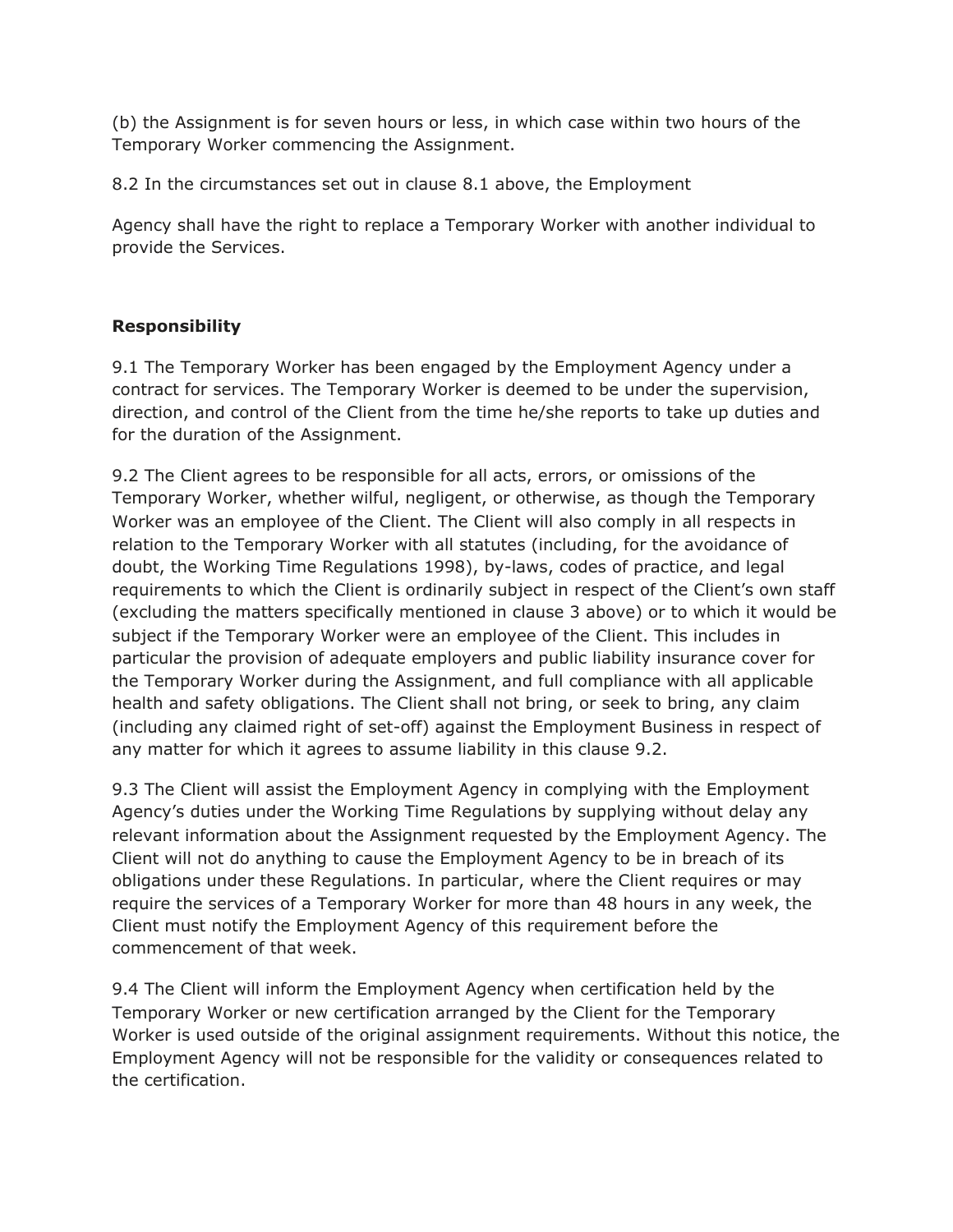(b) the Assignment is for seven hours or less, in which case within two hours of the Temporary Worker commencing the Assignment.

8.2 In the circumstances set out in clause 8.1 above, the Employment

Agency shall have the right to replace a Temporary Worker with another individual to provide the Services.

**Responsibility**

9.1 The Temporary Worker has been engaged by the Employment Agency under a contract for services. The Temporary Worker is deemed to be under the supervision, direction, and control of the Client from the time he/she reports to take up duties and for the duration of the Assignment.

9.2 The Client agrees to be responsible for all acts, errors, or omissions of the Temporary Worker, whether wilful, negligent, or otherwise, as though the Temporary Worker was an employee of the Client. The Client will also comply in all respects in relation to the Temporary Worker with all statutes (including, for the avoidance of doubt, the Working Time Regulations 1998), by-laws, codes of practice, and legal requirements to which the Client is ordinarily subject in respect of the Client's own staff (excluding the matters specifically mentioned in clause 3 above) or to which it would be subject if the Temporary Worker were an employee of the Client. This includes in particular the provision of adequate employers and public liability insurance cover for the Temporary Worker during the Assignment, and full compliance with all applicable health and safety obligations. The Client shall not bring, or seek to bring, any claim (including any claimed right of set-off) against the Employment Business in respect of any matter for which it agrees to assume liability in this clause 9.2.

9.3 The Client will assist the Employment Agency in complying with the Employment Agency's duties under the Working Time Regulations by supplying without delay any relevant information about the Assignment requested by the Employment Agency. The Client will not do anything to cause the Employment Agency to be in breach of its obligations under these Regulations. In particular, where the Client requires or may require the services of a Temporary Worker for more than 48 hours in any week, the Client must notify the Employment Agency of this requirement before the commencement of that week.

9.4 The Client will inform the Employment Agency when certification held by the Temporary Worker or new certification arranged by the Client for the Temporary Worker is used outside of the original assignment requirements. Without this notice, the Employment Agency will not be responsible for the validity or consequences related to the certification.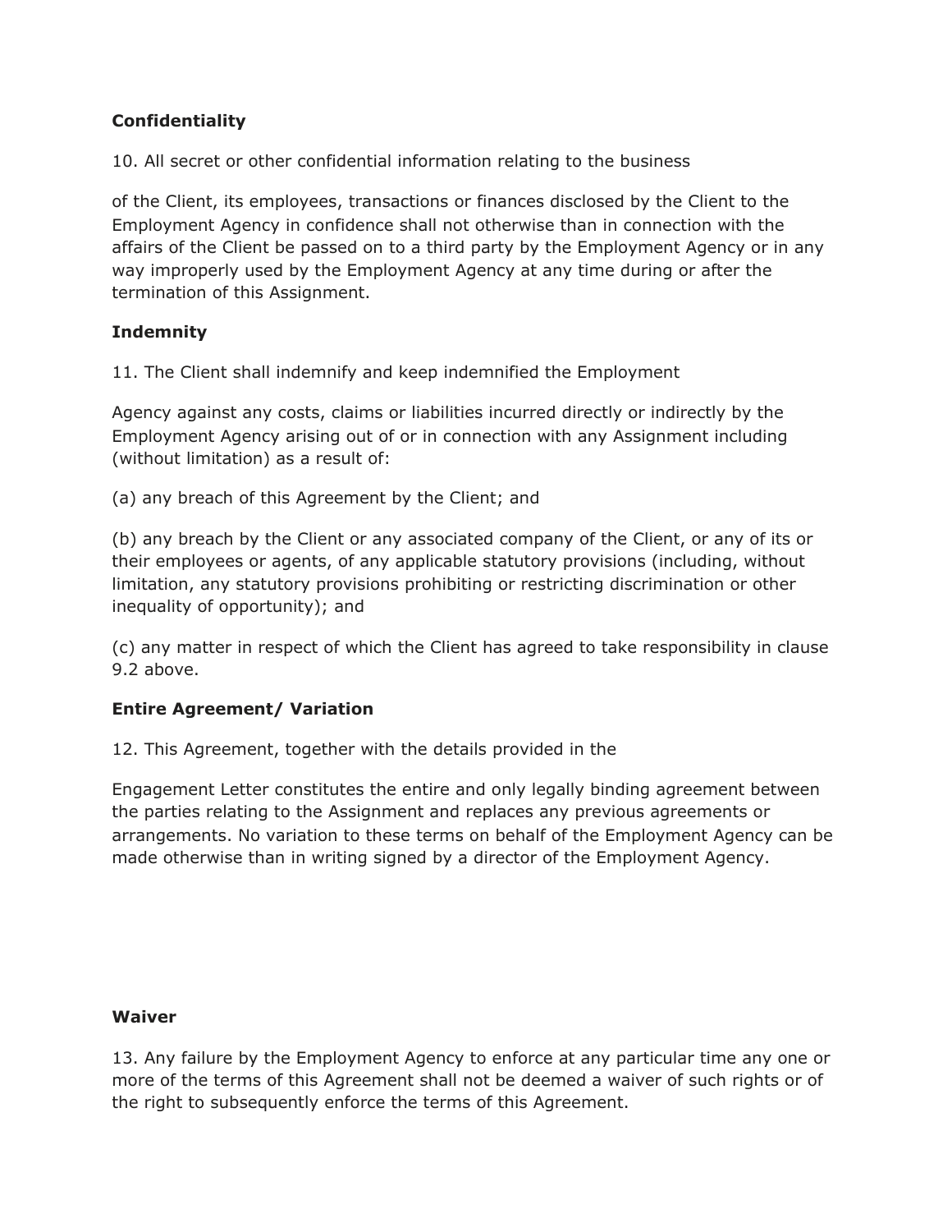**Confidentiality**

10. All secret or other confidential information relating to the business

of the Client, its employees, transactions or finances disclosed by the Client to the Employment Agency in confidence shall not otherwise than in connection with the affairs of the Client be passed on to a third party by the Employment Agency or in any way improperly used by the Employment Agency at any time during or after the termination of this Assignment.

**Indemnity**

11. The Client shall indemnify and keep indemnified the Employment

Agency against any costs, claims or liabilities incurred directly or indirectly by the Employment Agency arising out of or in connection with any Assignment including (without limitation) as a result of:

(a) any breach of this Agreement by the Client; and

(b) any breach by the Client or any associated company of the Client, or any of its or their employees or agents, of any applicable statutory provisions (including, without limitation, any statutory provisions prohibiting or restricting discrimination or other inequality of opportunity); and

(c) any matter in respect of which the Client has agreed to take responsibility in clause 9.2 above.

**Entire Agreement/ Variation**

12. This Agreement, together with the details provided in the

Engagement Letter constitutes the entire and only legally binding agreement between the parties relating to the Assignment and replaces any previous agreements or arrangements. No variation to these terms on behalf of the Employment Agency can be made otherwise than in writing signed by a director of the Employment Agency.

**Waiver**

13. Any failure by the Employment Agency to enforce at any particular time any one or more of the terms of this Agreement shall not be deemed a waiver of such rights or of the right to subsequently enforce the terms of this Agreement.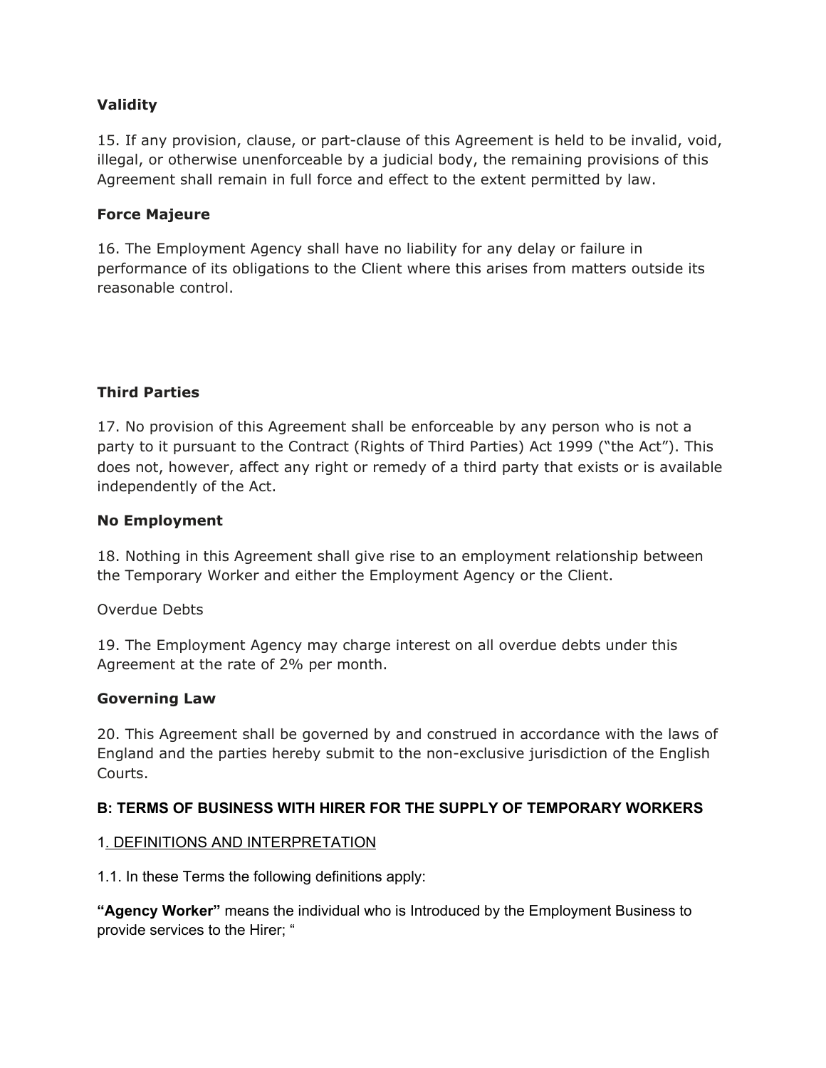**Validity**

15. If any provision, clause, or part-clause of this Agreement is held to be invalid, void, illegal, or otherwise unenforceable by a judicial body, the remaining provisions of this Agreement shall remain in full force and effect to the extent permitted by law.

**Force Majeure**

16. The Employment Agency shall have no liability for any delay or failure in performance of its obligations to the Client where this arises from matters outside its reasonable control.

**Third Parties**

17. No provision of this Agreement shall be enforceable by any person who is not a party to it pursuant to the Contract (Rights of Third Parties) Act 1999 ("the Act"). This does not, however, affect any right or remedy of a third party that exists or is available independently of the Act.

**No Employment**

18. Nothing in this Agreement shall give rise to an employment relationship between the Temporary Worker and either the Employment Agency or the Client.

Overdue Debts

19. The Employment Agency may charge interest on all overdue debts under this Agreement at the rate of 2% per month.

**Governing Law**

20. This Agreement shall be governed by and construed in accordance with the laws of England and the parties hereby submit to the non-exclusive jurisdiction of the English Courts.

**B: TERMS OF BUSINESS WITH HIRER FOR THE SUPPLY OF TEMPORARY WORKERS**

1. DEFINITIONS AND INTERPRETATION

1.1. In these Terms the following definitions apply:

**"Agency Worker"** means the individual who is Introduced by the Employment Business to provide services to the Hirer; "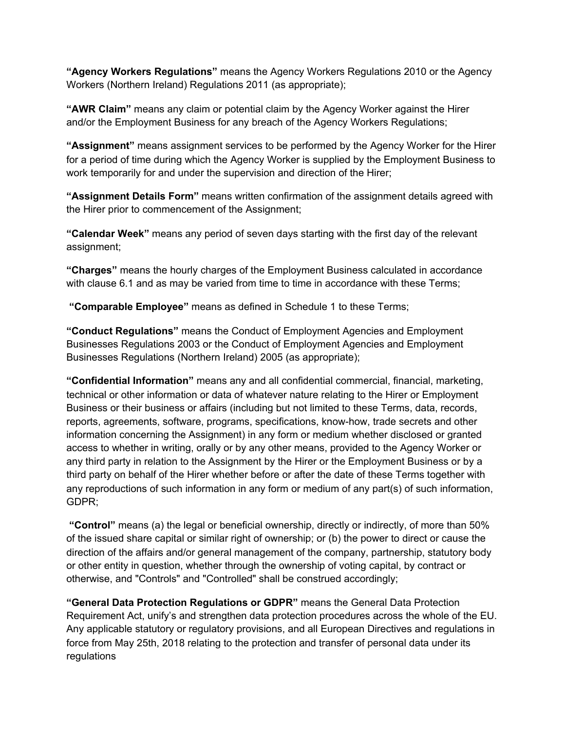**"Agency Workers Regulations"** means the Agency Workers Regulations 2010 or the Agency Workers (Northern Ireland) Regulations 2011 (as appropriate);

**"AWR Claim"** means any claim or potential claim by the Agency Worker against the Hirer and/or the Employment Business for any breach of the Agency Workers Regulations;

**"Assignment"** means assignment services to be performed by the Agency Worker for the Hirer for a period of time during which the Agency Worker is supplied by the Employment Business to work temporarily for and under the supervision and direction of the Hirer;

**"Assignment Details Form"** means written confirmation of the assignment details agreed with the Hirer prior to commencement of the Assignment;

**"Calendar Week"** means any period of seven days starting with the first day of the relevant assignment;

**"Charges"** means the hourly charges of the Employment Business calculated in accordance with clause 6.1 and as may be varied from time to time in accordance with these Terms;

**"Comparable Employee"** means as defined in Schedule 1 to these Terms;

**"Conduct Regulations"** means the Conduct of Employment Agencies and Employment Businesses Regulations 2003 or the Conduct of Employment Agencies and Employment Businesses Regulations (Northern Ireland) 2005 (as appropriate);

**"Confidential Information"** means any and all confidential commercial, financial, marketing, technical or other information or data of whatever nature relating to the Hirer or Employment Business or their business or affairs (including but not limited to these Terms, data, records, reports, agreements, software, programs, specifications, know-how, trade secrets and other information concerning the Assignment) in any form or medium whether disclosed or granted access to whether in writing, orally or by any other means, provided to the Agency Worker or any third party in relation to the Assignment by the Hirer or the Employment Business or by a third party on behalf of the Hirer whether before or after the date of these Terms together with any reproductions of such information in any form or medium of any part(s) of such information, GDPR;

**"Control"** means (a) the legal or beneficial ownership, directly or indirectly, of more than 50% of the issued share capital or similar right of ownership; or (b) the power to direct or cause the direction of the affairs and/or general management of the company, partnership, statutory body or other entity in question, whether through the ownership of voting capital, by contract or otherwise, and "Controls" and "Controlled" shall be construed accordingly;

**"General Data Protection Regulations or GDPR"** means the General Data Protection Requirement Act, unify's and strengthen data protection procedures across the whole of the EU. Any applicable statutory or regulatory provisions, and all European Directives and regulations in force from May 25th, 2018 relating to the protection and transfer of personal data under its regulations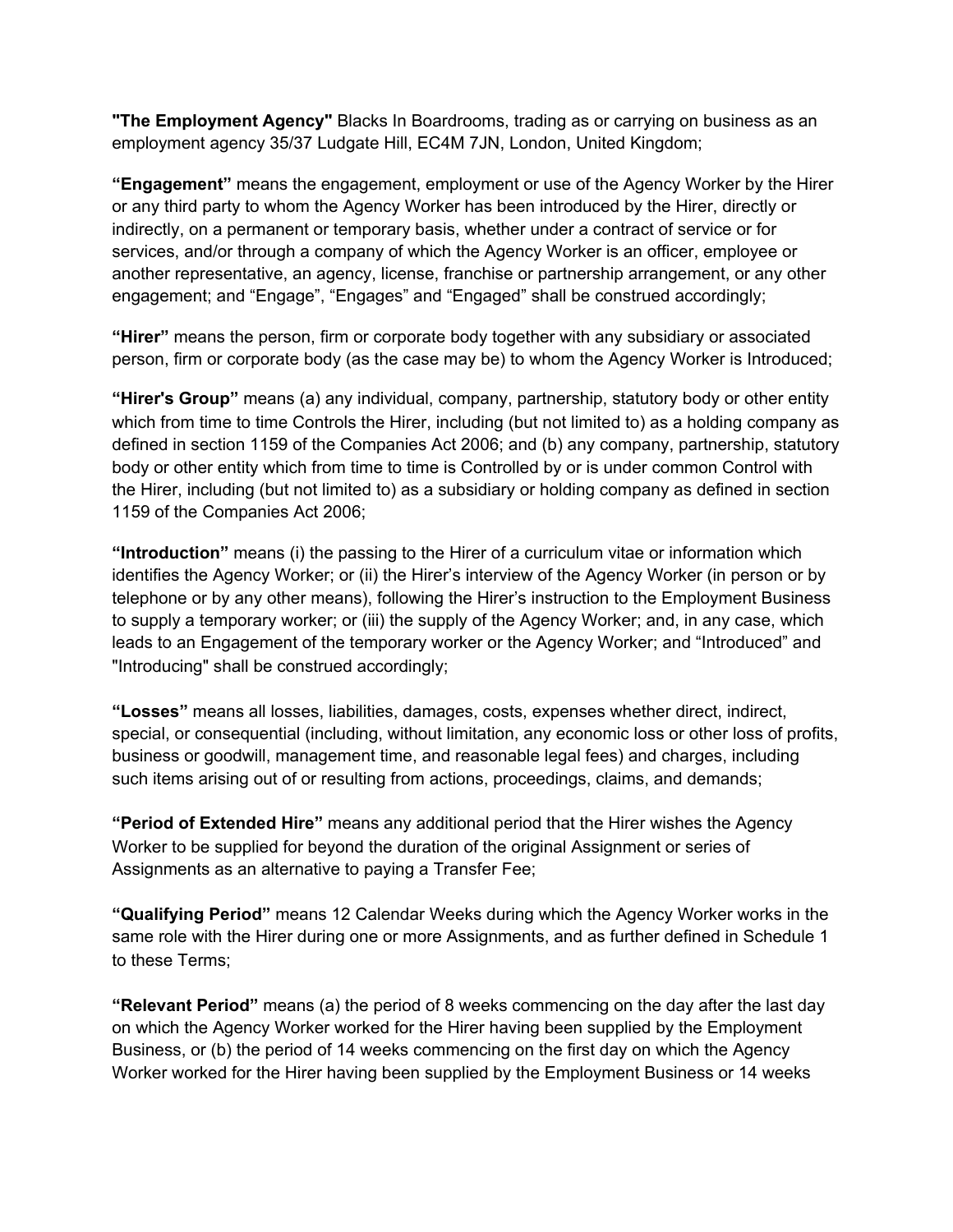**"The Employment Agency"** Blacks In Boardrooms, trading as or carrying on business as an employment agency 35/37 Ludgate Hill, EC4M 7JN, London, United Kingdom;

**"Engagement"** means the engagement, employment or use of the Agency Worker by the Hirer or any third party to whom the Agency Worker has been introduced by the Hirer, directly or indirectly, on a permanent or temporary basis, whether under a contract of service or for services, and/or through a company of which the Agency Worker is an officer, employee or another representative, an agency, license, franchise or partnership arrangement, or any other engagement; and "Engage", "Engages" and "Engaged" shall be construed accordingly;

**"Hirer"** means the person, firm or corporate body together with any subsidiary or associated person, firm or corporate body (as the case may be) to whom the Agency Worker is Introduced;

**"Hirer's Group"** means (a) any individual, company, partnership, statutory body or other entity which from time to time Controls the Hirer, including (but not limited to) as a holding company as defined in section 1159 of the Companies Act 2006; and (b) any company, partnership, statutory body or other entity which from time to time is Controlled by or is under common Control with the Hirer, including (but not limited to) as a subsidiary or holding company as defined in section 1159 of the Companies Act 2006;

**"Introduction"** means (i) the passing to the Hirer of a curriculum vitae or information which identifies the Agency Worker; or (ii) the Hirer's interview of the Agency Worker (in person or by telephone or by any other means), following the Hirer's instruction to the Employment Business to supply a temporary worker; or (iii) the supply of the Agency Worker; and, in any case, which leads to an Engagement of the temporary worker or the Agency Worker; and "Introduced" and "Introducing" shall be construed accordingly;

**"Losses"** means all losses, liabilities, damages, costs, expenses whether direct, indirect, special, or consequential (including, without limitation, any economic loss or other loss of profits, business or goodwill, management time, and reasonable legal fees) and charges, including such items arising out of or resulting from actions, proceedings, claims, and demands;

**"Period of Extended Hire"** means any additional period that the Hirer wishes the Agency Worker to be supplied for beyond the duration of the original Assignment or series of Assignments as an alternative to paying a Transfer Fee;

**"Qualifying Period"** means 12 Calendar Weeks during which the Agency Worker works in the same role with the Hirer during one or more Assignments, and as further defined in Schedule 1 to these Terms;

**"Relevant Period"** means (a) the period of 8 weeks commencing on the day after the last day on which the Agency Worker worked for the Hirer having been supplied by the Employment Business, or (b) the period of 14 weeks commencing on the first day on which the Agency Worker worked for the Hirer having been supplied by the Employment Business or 14 weeks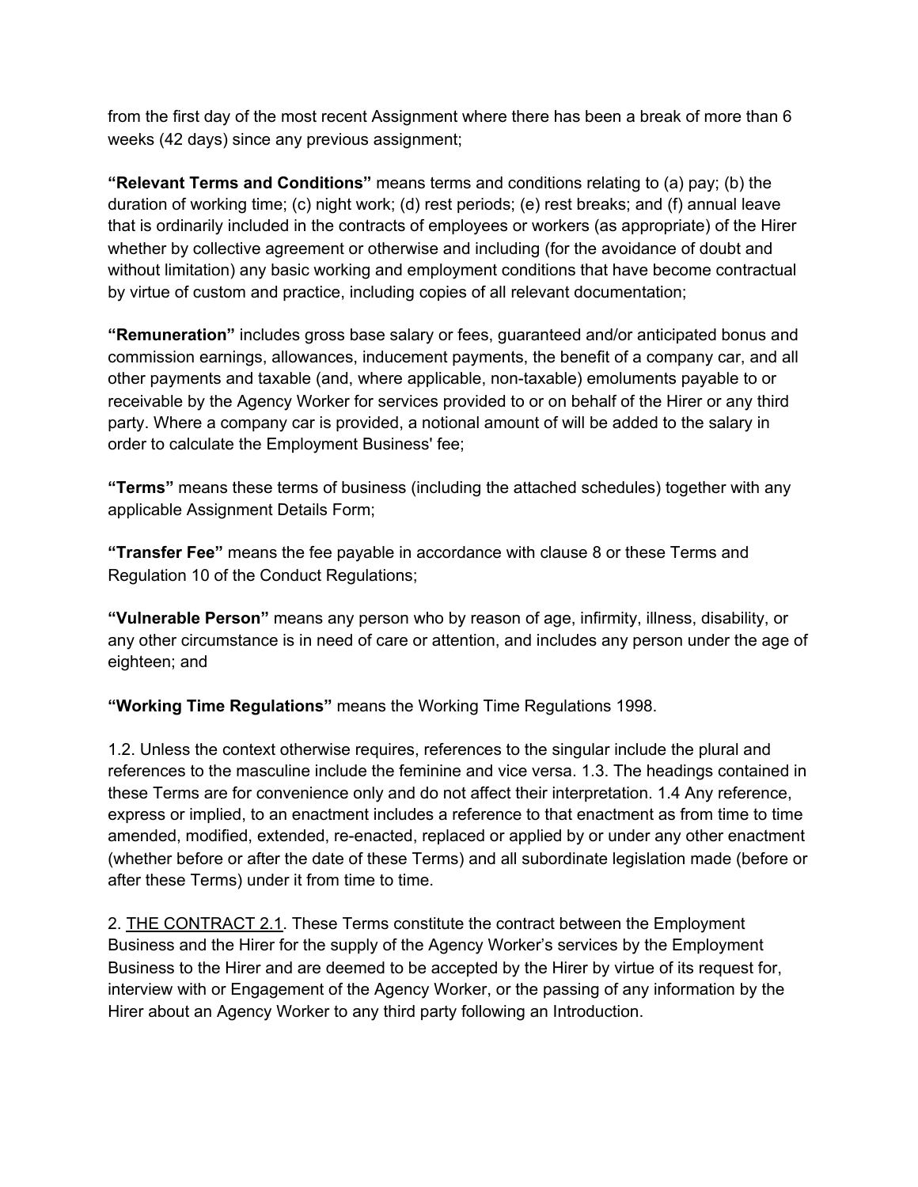from the first day of the most recent Assignment where there has been a break of more than 6 weeks (42 days) since any previous assignment;

**"Relevant Terms and Conditions"** means terms and conditions relating to (a) pay; (b) the duration of working time; (c) night work; (d) rest periods; (e) rest breaks; and (f) annual leave that is ordinarily included in the contracts of employees or workers (as appropriate) of the Hirer whether by collective agreement or otherwise and including (for the avoidance of doubt and without limitation) any basic working and employment conditions that have become contractual by virtue of custom and practice, including copies of all relevant documentation;

**"Remuneration"** includes gross base salary or fees, guaranteed and/or anticipated bonus and commission earnings, allowances, inducement payments, the benefit of a company car, and all other payments and taxable (and, where applicable, non-taxable) emoluments payable to or receivable by the Agency Worker for services provided to or on behalf of the Hirer or any third party. Where a company car is provided, a notional amount of will be added to the salary in order to calculate the Employment Business' fee;

**"Terms"** means these terms of business (including the attached schedules) together with any applicable Assignment Details Form;

**"Transfer Fee"** means the fee payable in accordance with clause 8 or these Terms and Regulation 10 of the Conduct Regulations;

**"Vulnerable Person"** means any person who by reason of age, infirmity, illness, disability, or any other circumstance is in need of care or attention, and includes any person under the age of eighteen; and

**"Working Time Regulations"** means the Working Time Regulations 1998.

1.2. Unless the context otherwise requires, references to the singular include the plural and references to the masculine include the feminine and vice versa. 1.3. The headings contained in these Terms are for convenience only and do not affect their interpretation. 1.4 Any reference, express or implied, to an enactment includes a reference to that enactment as from time to time amended, modified, extended, re-enacted, replaced or applied by or under any other enactment (whether before or after the date of these Terms) and all subordinate legislation made (before or after these Terms) under it from time to time.

2. <u>THE CONTRACT 2.1</u>. These Terms constitute the contract between the Employment Business and the Hirer for the supply of the Agency Worker's services by the Employment Business to the Hirer and are deemed to be accepted by the Hirer by virtue of its request for, interview with or Engagement of the Agency Worker, or the passing of any information by the Hirer about an Agency Worker to any third party following an Introduction.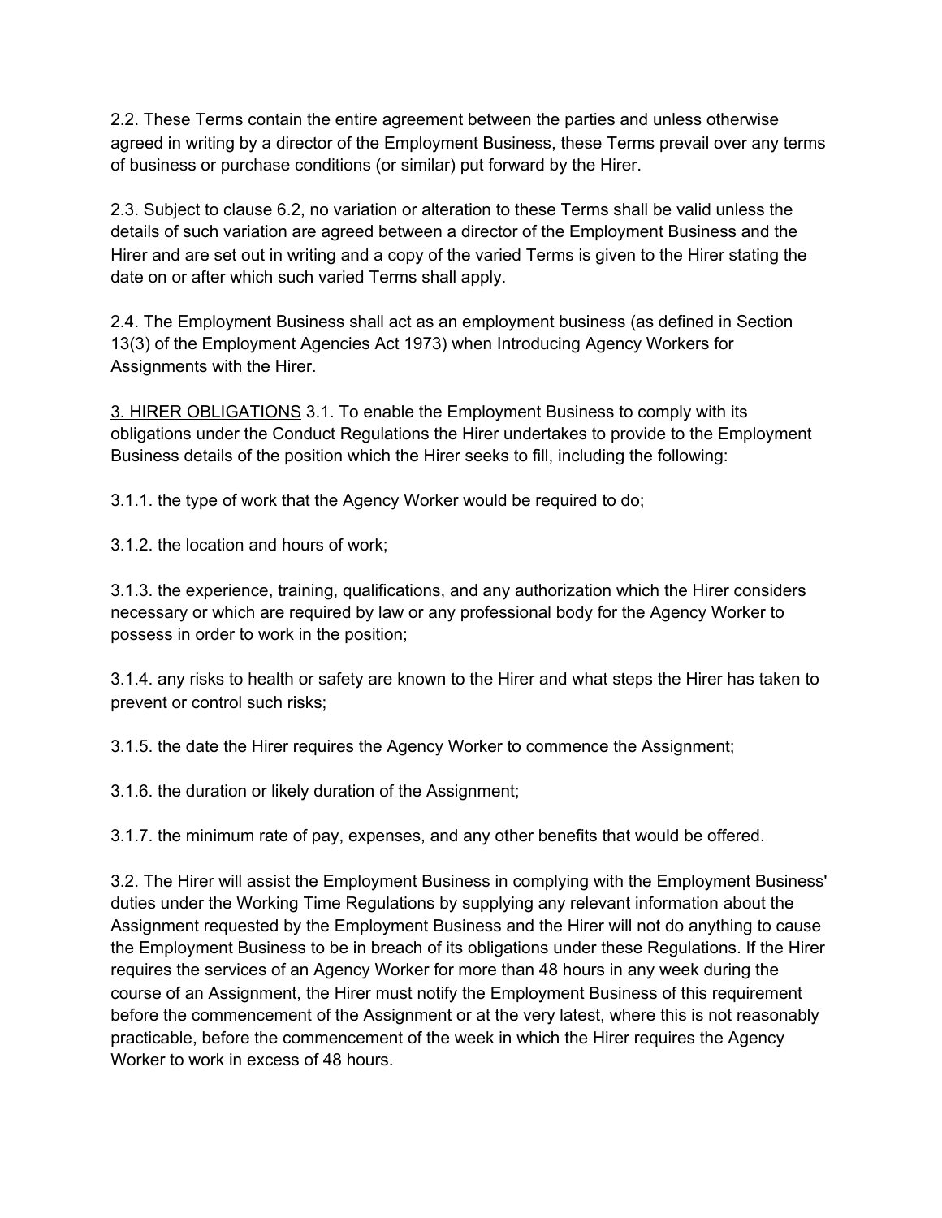2.2. These Terms contain the entire agreement between the parties and unless otherwise agreed in writing by a director of the Employment Business, these Terms prevail over any terms of business or purchase conditions (or similar) put forward by the Hirer.

2.3. Subject to clause 6.2, no variation or alteration to these Terms shall be valid unless the details of such variation are agreed between a director of the Employment Business and the Hirer and are set out in writing and a copy of the varied Terms is given to the Hirer stating the date on or after which such varied Terms shall apply.

2.4. The Employment Business shall act as an employment business (as defined in Section 13(3) of the Employment Agencies Act 1973) when Introducing Agency Workers for Assignments with the Hirer.

<u>3. HIRER OBLIGATIONS</u> 3.1. To enable the Employment Business to comply with its obligations under the Conduct Regulations the Hirer undertakes to provide to the Employment Business details of the position which the Hirer seeks to fill, including the following:

3.1.1. the type of work that the Agency Worker would be required to do;

3.1.2. the location and hours of work;

3.1.3. the experience, training, qualifications, and any authorization which the Hirer considers necessary or which are required by law or any professional body for the Agency Worker to possess in order to work in the position;

3.1.4. any risks to health or safety are known to the Hirer and what steps the Hirer has taken to prevent or control such risks;

3.1.5. the date the Hirer requires the Agency Worker to commence the Assignment;

3.1.6. the duration or likely duration of the Assignment;

3.1.7. the minimum rate of pay, expenses, and any other benefits that would be offered.

3.2. The Hirer will assist the Employment Business in complying with the Employment Business' duties under the Working Time Regulations by supplying any relevant information about the Assignment requested by the Employment Business and the Hirer will not do anything to cause the Employment Business to be in breach of its obligations under these Regulations. If the Hirer requires the services of an Agency Worker for more than 48 hours in any week during the course of an Assignment, the Hirer must notify the Employment Business of this requirement before the commencement of the Assignment or at the very latest, where this is not reasonably practicable, before the commencement of the week in which the Hirer requires the Agency Worker to work in excess of 48 hours.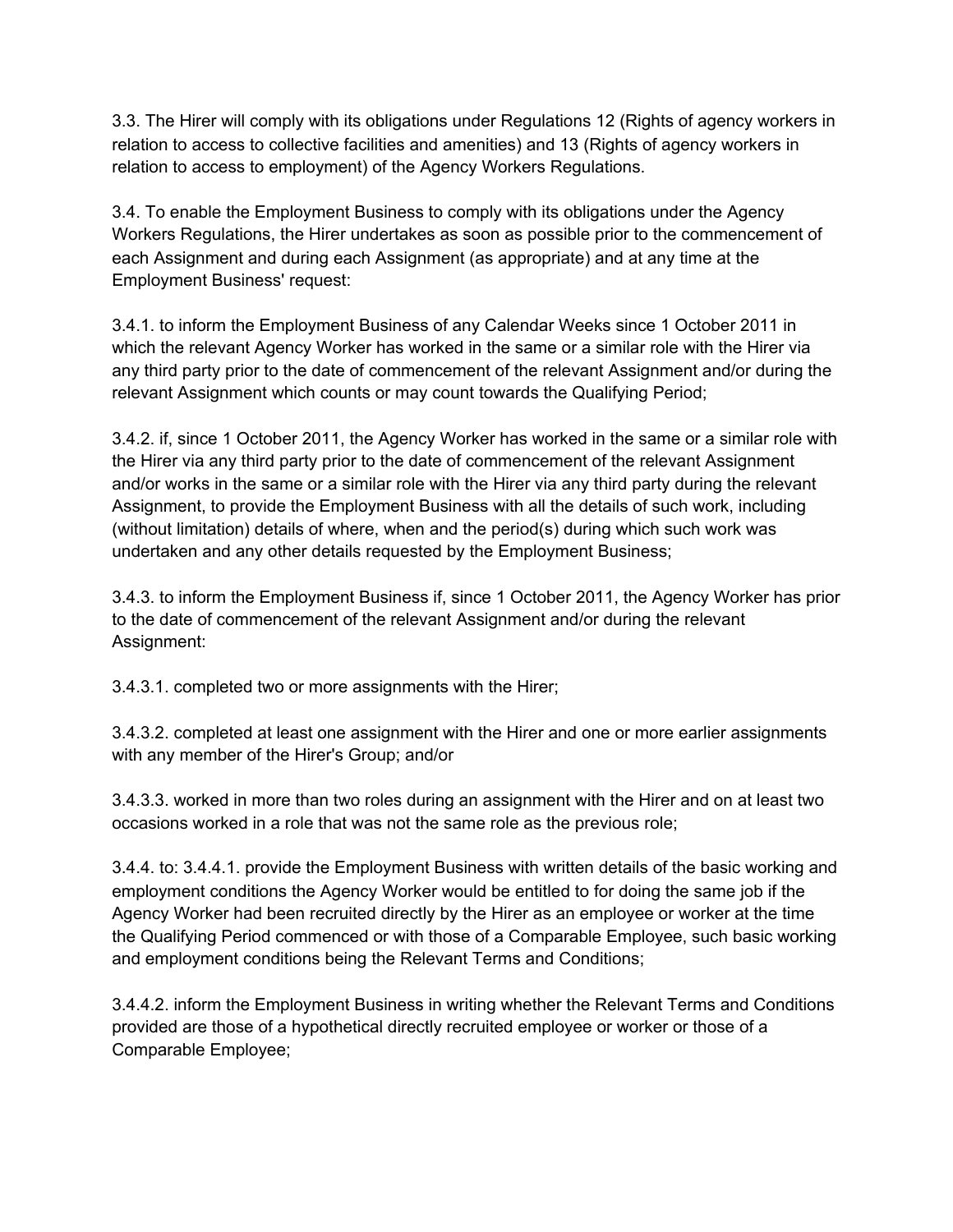3.3. The Hirer will comply with its obligations under Regulations 12 (Rights of agency workers in relation to access to collective facilities and amenities) and 13 (Rights of agency workers in relation to access to employment) of the Agency Workers Regulations.

3.4. To enable the Employment Business to comply with its obligations under the Agency Workers Regulations, the Hirer undertakes as soon as possible prior to the commencement of each Assignment and during each Assignment (as appropriate) and at any time at the Employment Business' request:

3.4.1. to inform the Employment Business of any Calendar Weeks since 1 October 2011 in which the relevant Agency Worker has worked in the same or a similar role with the Hirer via any third party prior to the date of commencement of the relevant Assignment and/or during the relevant Assignment which counts or may count towards the Qualifying Period;

3.4.2. if, since 1 October 2011, the Agency Worker has worked in the same or a similar role with the Hirer via any third party prior to the date of commencement of the relevant Assignment and/or works in the same or a similar role with the Hirer via any third party during the relevant Assignment, to provide the Employment Business with all the details of such work, including (without limitation) details of where, when and the period(s) during which such work was undertaken and any other details requested by the Employment Business;

3.4.3. to inform the Employment Business if, since 1 October 2011, the Agency Worker has prior to the date of commencement of the relevant Assignment and/or during the relevant Assignment:

3.4.3.1. completed two or more assignments with the Hirer;

3.4.3.2. completed at least one assignment with the Hirer and one or more earlier assignments with any member of the Hirer's Group; and/or

3.4.3.3. worked in more than two roles during an assignment with the Hirer and on at least two occasions worked in a role that was not the same role as the previous role;

3.4.4. to: 3.4.4.1. provide the Employment Business with written details of the basic working and employment conditions the Agency Worker would be entitled to for doing the same job if the Agency Worker had been recruited directly by the Hirer as an employee or worker at the time the Qualifying Period commenced or with those of a Comparable Employee, such basic working and employment conditions being the Relevant Terms and Conditions;

3.4.4.2. inform the Employment Business in writing whether the Relevant Terms and Conditions provided are those of a hypothetical directly recruited employee or worker or those of a Comparable Employee;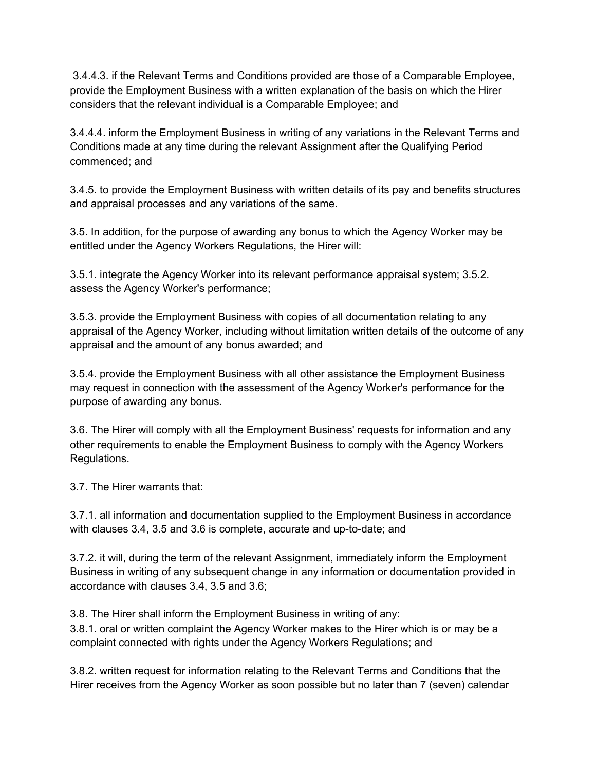3.4.4.3. if the Relevant Terms and Conditions provided are those of a Comparable Employee, provide the Employment Business with a written explanation of the basis on which the Hirer considers that the relevant individual is a Comparable Employee; and

3.4.4.4. inform the Employment Business in writing of any variations in the Relevant Terms and Conditions made at any time during the relevant Assignment after the Qualifying Period commenced; and

3.4.5. to provide the Employment Business with written details of its pay and benefits structures and appraisal processes and any variations of the same.

3.5. In addition, for the purpose of awarding any bonus to which the Agency Worker may be entitled under the Agency Workers Regulations, the Hirer will:

3.5.1. integrate the Agency Worker into its relevant performance appraisal system; 3.5.2. assess the Agency Worker's performance;

3.5.3. provide the Employment Business with copies of all documentation relating to any appraisal of the Agency Worker, including without limitation written details of the outcome of any appraisal and the amount of any bonus awarded; and

3.5.4. provide the Employment Business with all other assistance the Employment Business may request in connection with the assessment of the Agency Worker's performance for the purpose of awarding any bonus.

3.6. The Hirer will comply with all the Employment Business' requests for information and any other requirements to enable the Employment Business to comply with the Agency Workers Regulations.

3.7. The Hirer warrants that:

3.7.1. all information and documentation supplied to the Employment Business in accordance with clauses 3.4, 3.5 and 3.6 is complete, accurate and up-to-date; and

3.7.2. it will, during the term of the relevant Assignment, immediately inform the Employment Business in writing of any subsequent change in any information or documentation provided in accordance with clauses 3.4, 3.5 and 3.6;

3.8. The Hirer shall inform the Employment Business in writing of any:
3.8.1. oral or written complaint the Agency Worker makes to the Hirer which is or may be a complaint connected with rights under the Agency Workers Regulations; and

3.8.2. written request for information relating to the Relevant Terms and Conditions that the Hirer receives from the Agency Worker as soon possible but no later than 7 (seven) calendar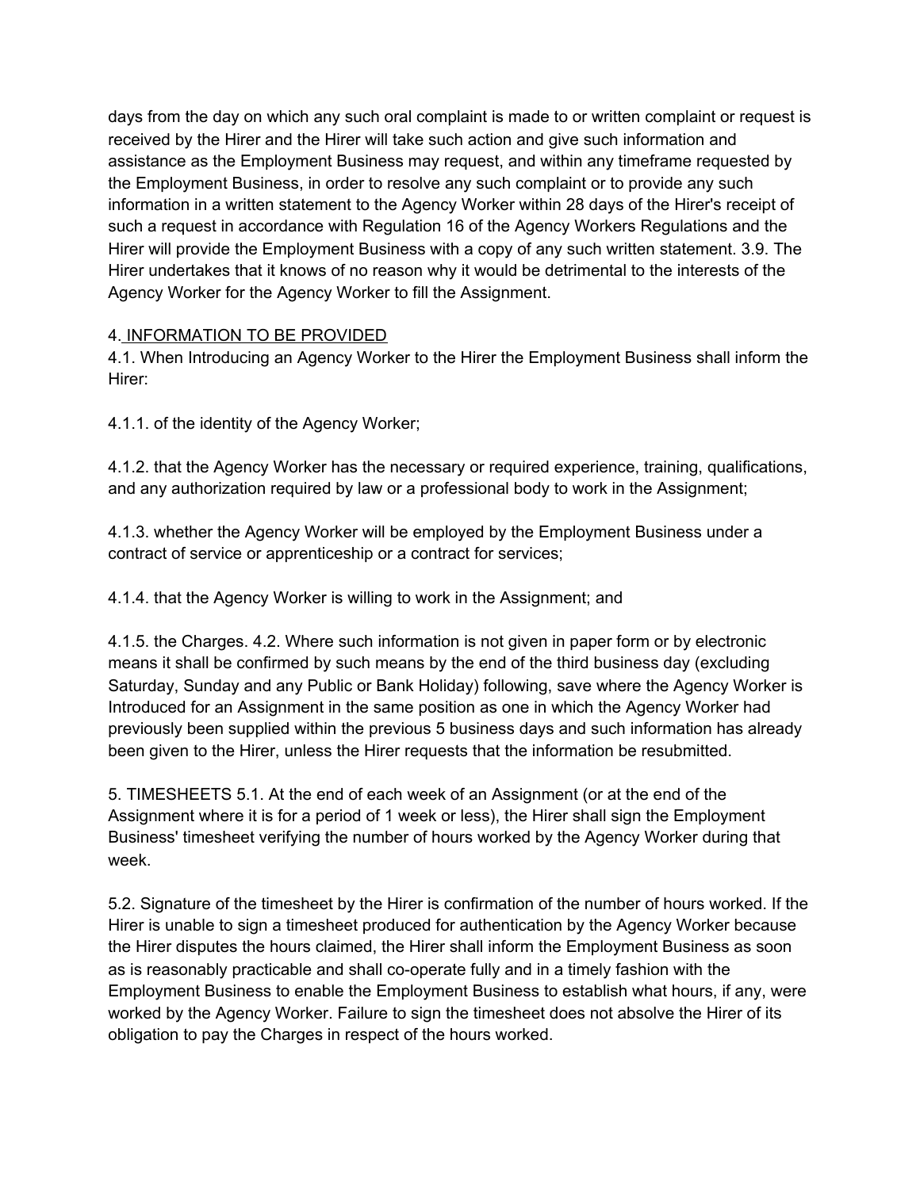days from the day on which any such oral complaint is made to or written complaint or request is received by the Hirer and the Hirer will take such action and give such information and assistance as the Employment Business may request, and within any timeframe requested by the Employment Business, in order to resolve any such complaint or to provide any such information in a written statement to the Agency Worker within 28 days of the Hirer's receipt of such a request in accordance with Regulation 16 of the Agency Workers Regulations and the Hirer will provide the Employment Business with a copy of any such written statement. 3.9. The Hirer undertakes that it knows of no reason why it would be detrimental to the interests of the Agency Worker for the Agency Worker to fill the Assignment.

4. <u>INFORMATION TO BE PROVIDED</u>

4.1. When Introducing an Agency Worker to the Hirer the Employment Business shall inform the Hirer:

4.1.1. of the identity of the Agency Worker;

4.1.2. that the Agency Worker has the necessary or required experience, training, qualifications, and any authorization required by law or a professional body to work in the Assignment;

4.1.3. whether the Agency Worker will be employed by the Employment Business under a contract of service or apprenticeship or a contract for services;

4.1.4. that the Agency Worker is willing to work in the Assignment; and

4.1.5. the Charges. 4.2. Where such information is not given in paper form or by electronic means it shall be confirmed by such means by the end of the third business day (excluding Saturday, Sunday and any Public or Bank Holiday) following, save where the Agency Worker is Introduced for an Assignment in the same position as one in which the Agency Worker had previously been supplied within the previous 5 business days and such information has already been given to the Hirer, unless the Hirer requests that the information be resubmitted.

5. TIMESHEETS 5.1. At the end of each week of an Assignment (or at the end of the Assignment where it is for a period of 1 week or less), the Hirer shall sign the Employment Business' timesheet verifying the number of hours worked by the Agency Worker during that week.

5.2. Signature of the timesheet by the Hirer is confirmation of the number of hours worked. If the Hirer is unable to sign a timesheet produced for authentication by the Agency Worker because the Hirer disputes the hours claimed, the Hirer shall inform the Employment Business as soon as is reasonably practicable and shall co-operate fully and in a timely fashion with the Employment Business to enable the Employment Business to establish what hours, if any, were worked by the Agency Worker. Failure to sign the timesheet does not absolve the Hirer of its obligation to pay the Charges in respect of the hours worked.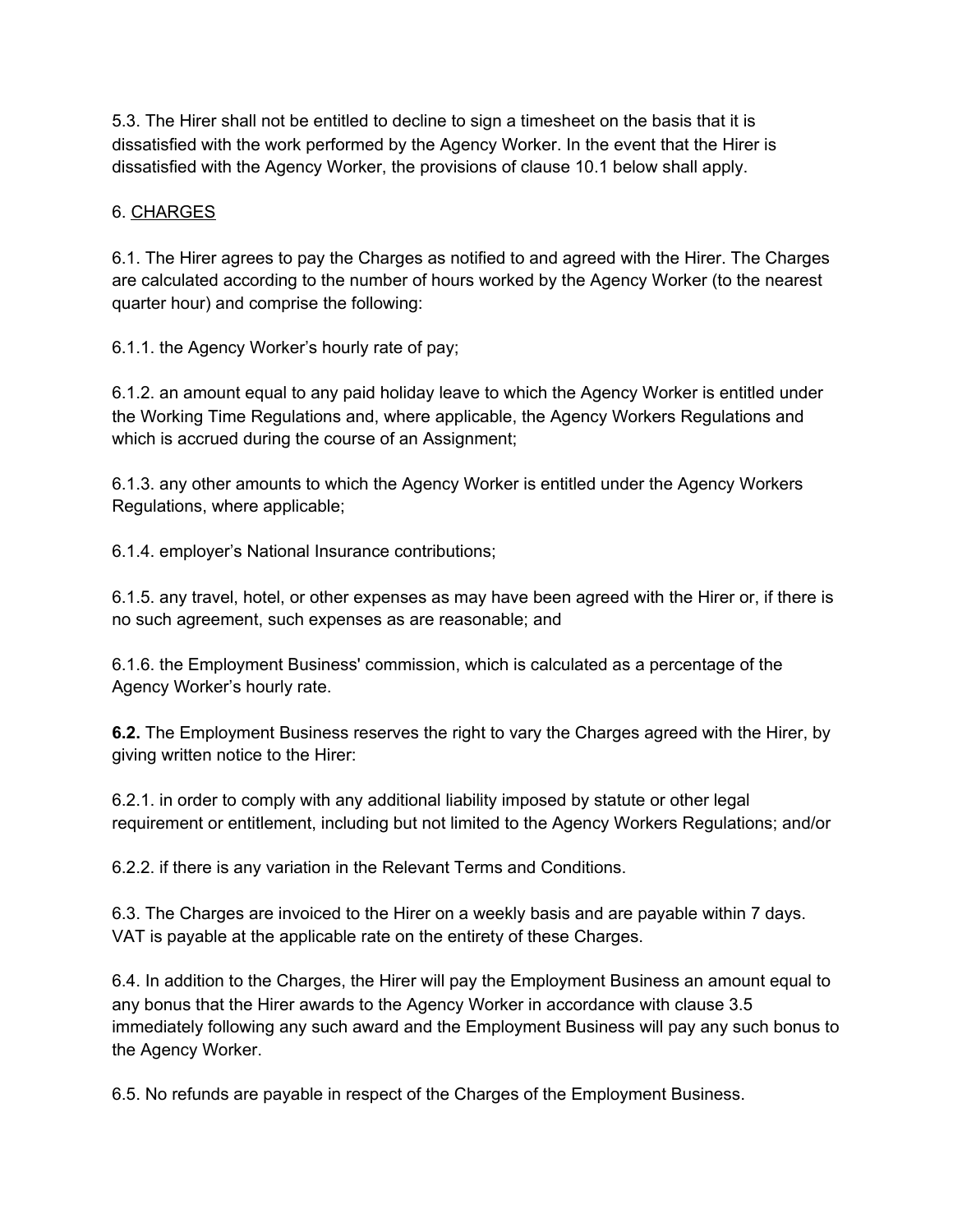5.3. The Hirer shall not be entitled to decline to sign a timesheet on the basis that it is dissatisfied with the work performed by the Agency Worker. In the event that the Hirer is dissatisfied with the Agency Worker, the provisions of clause 10.1 below shall apply.

6. <u>CHARGES</u>

6.1. The Hirer agrees to pay the Charges as notified to and agreed with the Hirer. The Charges are calculated according to the number of hours worked by the Agency Worker (to the nearest quarter hour) and comprise the following:

6.1.1. the Agency Worker's hourly rate of pay;

6.1.2. an amount equal to any paid holiday leave to which the Agency Worker is entitled under the Working Time Regulations and, where applicable, the Agency Workers Regulations and which is accrued during the course of an Assignment;

6.1.3. any other amounts to which the Agency Worker is entitled under the Agency Workers Regulations, where applicable;

6.1.4. employer's National Insurance contributions;

6.1.5. any travel, hotel, or other expenses as may have been agreed with the Hirer or, if there is no such agreement, such expenses as are reasonable; and

6.1.6. the Employment Business' commission, which is calculated as a percentage of the Agency Worker's hourly rate.

**6.2.** The Employment Business reserves the right to vary the Charges agreed with the Hirer, by giving written notice to the Hirer:

6.2.1. in order to comply with any additional liability imposed by statute or other legal requirement or entitlement, including but not limited to the Agency Workers Regulations; and/or

6.2.2. if there is any variation in the Relevant Terms and Conditions.

6.3. The Charges are invoiced to the Hirer on a weekly basis and are payable within 7 days. VAT is payable at the applicable rate on the entirety of these Charges.

6.4. In addition to the Charges, the Hirer will pay the Employment Business an amount equal to any bonus that the Hirer awards to the Agency Worker in accordance with clause 3.5 immediately following any such award and the Employment Business will pay any such bonus to the Agency Worker.

6.5. No refunds are payable in respect of the Charges of the Employment Business.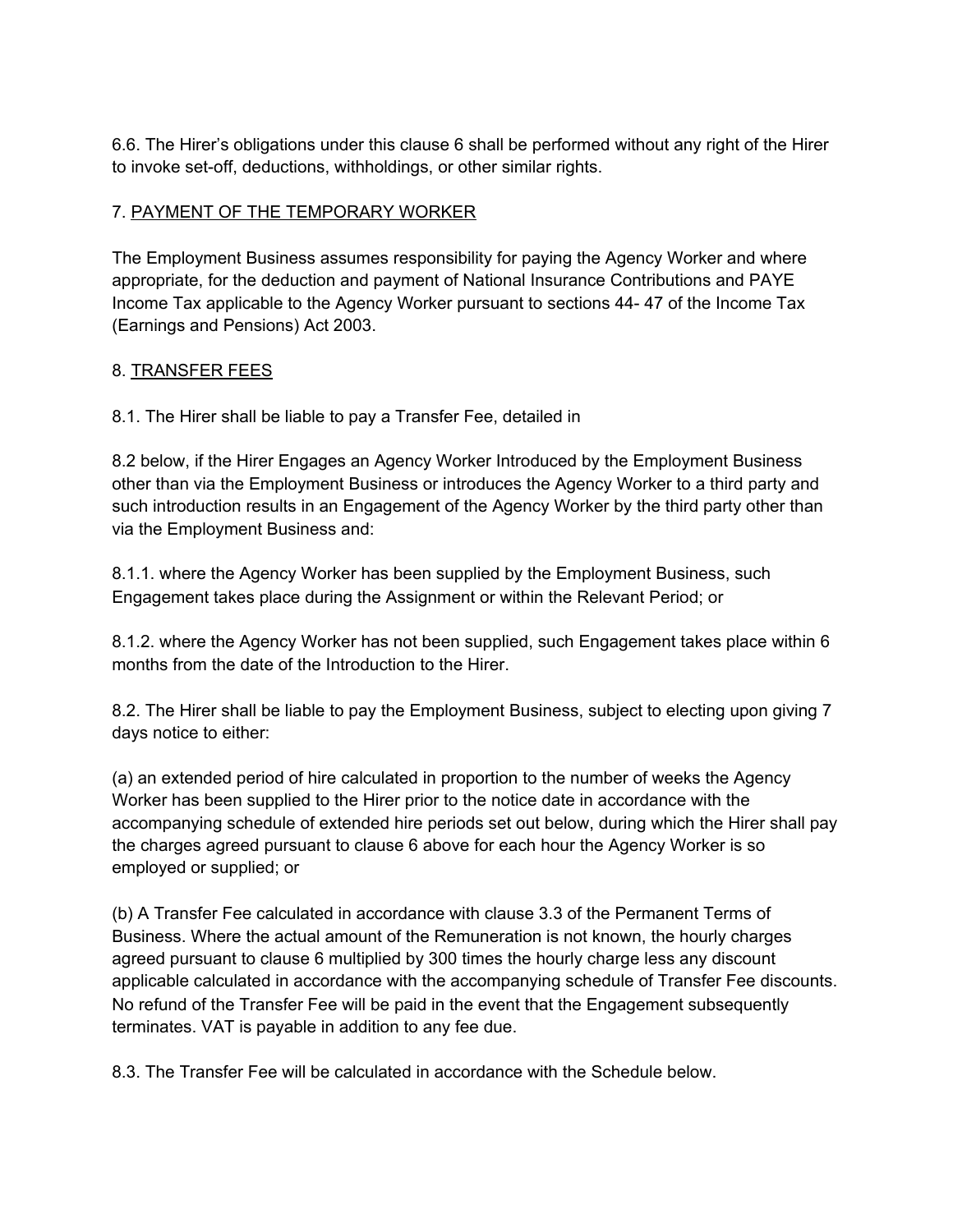6.6. The Hirer's obligations under this clause 6 shall be performed without any right of the Hirer to invoke set-off, deductions, withholdings, or other similar rights.

7. <u>PAYMENT OF THE TEMPORARY WORKER</u>

The Employment Business assumes responsibility for paying the Agency Worker and where appropriate, for the deduction and payment of National Insurance Contributions and PAYE Income Tax applicable to the Agency Worker pursuant to sections 44- 47 of the Income Tax (Earnings and Pensions) Act 2003.

8. <u>TRANSFER FEES</u>

8.1. The Hirer shall be liable to pay a Transfer Fee, detailed in

8.2 below, if the Hirer Engages an Agency Worker Introduced by the Employment Business other than via the Employment Business or introduces the Agency Worker to a third party and such introduction results in an Engagement of the Agency Worker by the third party other than via the Employment Business and:

8.1.1. where the Agency Worker has been supplied by the Employment Business, such Engagement takes place during the Assignment or within the Relevant Period; or

8.1.2. where the Agency Worker has not been supplied, such Engagement takes place within 6 months from the date of the Introduction to the Hirer.

8.2. The Hirer shall be liable to pay the Employment Business, subject to electing upon giving 7 days notice to either:

(a) an extended period of hire calculated in proportion to the number of weeks the Agency Worker has been supplied to the Hirer prior to the notice date in accordance with the accompanying schedule of extended hire periods set out below, during which the Hirer shall pay the charges agreed pursuant to clause 6 above for each hour the Agency Worker is so employed or supplied; or

(b) A Transfer Fee calculated in accordance with clause 3.3 of the Permanent Terms of Business. Where the actual amount of the Remuneration is not known, the hourly charges agreed pursuant to clause 6 multiplied by 300 times the hourly charge less any discount applicable calculated in accordance with the accompanying schedule of Transfer Fee discounts. No refund of the Transfer Fee will be paid in the event that the Engagement subsequently terminates. VAT is payable in addition to any fee due.

8.3. The Transfer Fee will be calculated in accordance with the Schedule below.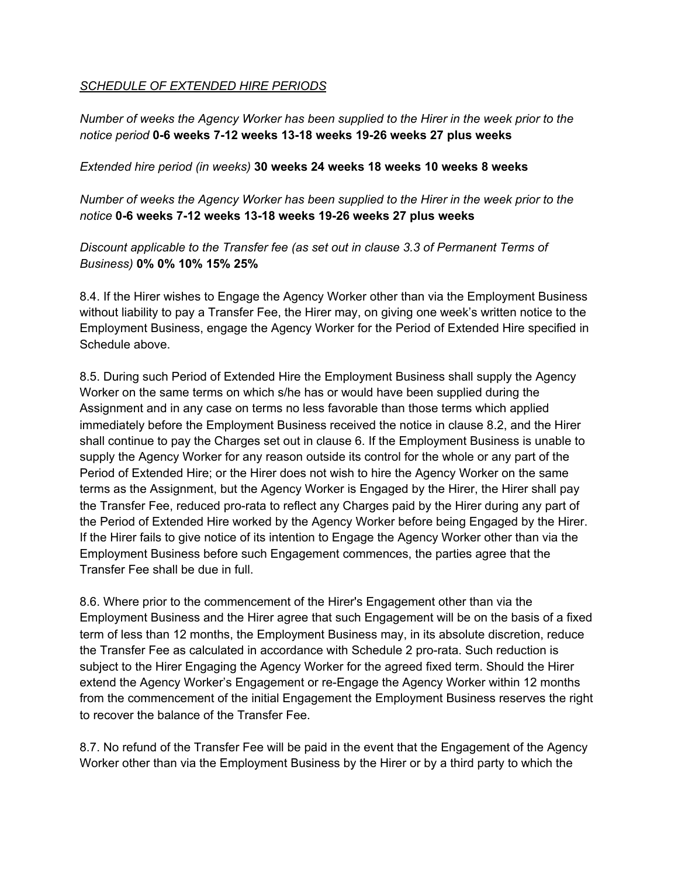*SCHEDULE OF EXTENDED HIRE PERIODS*

*Number of weeks the Agency Worker has been supplied to the Hirer in the week prior to the notice period* **0-6 weeks 7-12 weeks 13-18 weeks 19-26 weeks 27 plus weeks**

*Extended hire period (in weeks)* **30 weeks 24 weeks 18 weeks 10 weeks 8 weeks**

*Number of weeks the Agency Worker has been supplied to the Hirer in the week prior to the notice* **0-6 weeks 7-12 weeks 13-18 weeks 19-26 weeks 27 plus weeks**

*Discount applicable to the Transfer fee (as set out in clause 3.3 of Permanent Terms of Business)* **0% 0% 10% 15% 25%**

8.4. If the Hirer wishes to Engage the Agency Worker other than via the Employment Business without liability to pay a Transfer Fee, the Hirer may, on giving one week's written notice to the Employment Business, engage the Agency Worker for the Period of Extended Hire specified in Schedule above.

8.5. During such Period of Extended Hire the Employment Business shall supply the Agency Worker on the same terms on which s/he has or would have been supplied during the Assignment and in any case on terms no less favorable than those terms which applied immediately before the Employment Business received the notice in clause 8.2, and the Hirer shall continue to pay the Charges set out in clause 6. If the Employment Business is unable to supply the Agency Worker for any reason outside its control for the whole or any part of the Period of Extended Hire; or the Hirer does not wish to hire the Agency Worker on the same terms as the Assignment, but the Agency Worker is Engaged by the Hirer, the Hirer shall pay the Transfer Fee, reduced pro-rata to reflect any Charges paid by the Hirer during any part of the Period of Extended Hire worked by the Agency Worker before being Engaged by the Hirer. If the Hirer fails to give notice of its intention to Engage the Agency Worker other than via the Employment Business before such Engagement commences, the parties agree that the Transfer Fee shall be due in full.

8.6. Where prior to the commencement of the Hirer's Engagement other than via the Employment Business and the Hirer agree that such Engagement will be on the basis of a fixed term of less than 12 months, the Employment Business may, in its absolute discretion, reduce the Transfer Fee as calculated in accordance with Schedule 2 pro-rata. Such reduction is subject to the Hirer Engaging the Agency Worker for the agreed fixed term. Should the Hirer extend the Agency Worker's Engagement or re-Engage the Agency Worker within 12 months from the commencement of the initial Engagement the Employment Business reserves the right to recover the balance of the Transfer Fee.

8.7. No refund of the Transfer Fee will be paid in the event that the Engagement of the Agency Worker other than via the Employment Business by the Hirer or by a third party to which the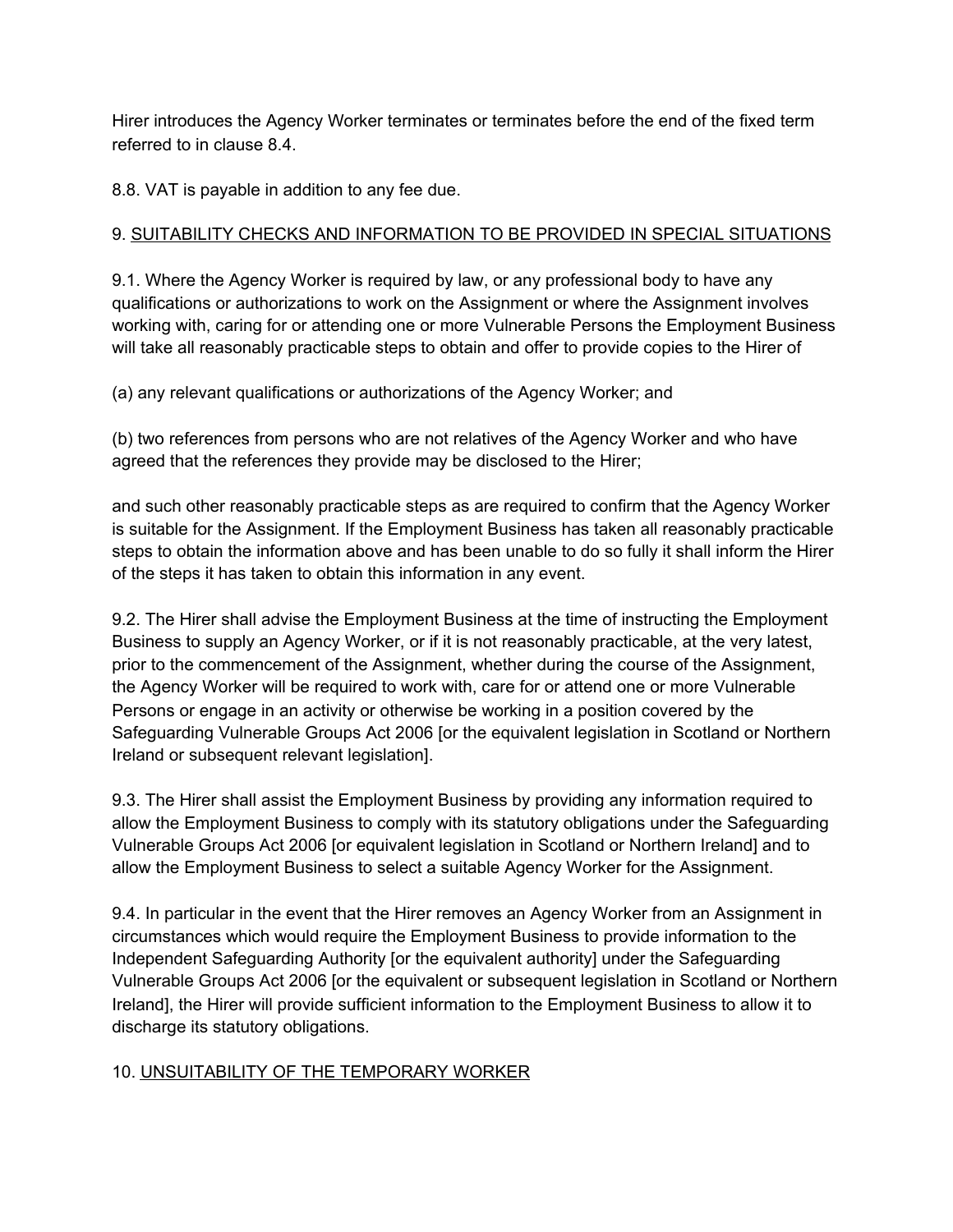Hirer introduces the Agency Worker terminates or terminates before the end of the fixed term referred to in clause 8.4.

8.8. VAT is payable in addition to any fee due.

## 9. <u>SUITABILITY CHECKS AND INFORMATION TO BE PROVIDED IN SPECIAL SITUATIONS</u>

9.1. Where the Agency Worker is required by law, or any professional body to have any qualifications or authorizations to work on the Assignment or where the Assignment involves working with, caring for or attending one or more Vulnerable Persons the Employment Business will take all reasonably practicable steps to obtain and offer to provide copies to the Hirer of

(a) any relevant qualifications or authorizations of the Agency Worker; and

(b) two references from persons who are not relatives of the Agency Worker and who have agreed that the references they provide may be disclosed to the Hirer;

and such other reasonably practicable steps as are required to confirm that the Agency Worker is suitable for the Assignment. If the Employment Business has taken all reasonably practicable steps to obtain the information above and has been unable to do so fully it shall inform the Hirer of the steps it has taken to obtain this information in any event.

9.2. The Hirer shall advise the Employment Business at the time of instructing the Employment Business to supply an Agency Worker, or if it is not reasonably practicable, at the very latest, prior to the commencement of the Assignment, whether during the course of the Assignment, the Agency Worker will be required to work with, care for or attend one or more Vulnerable Persons or engage in an activity or otherwise be working in a position covered by the Safeguarding Vulnerable Groups Act 2006 [or the equivalent legislation in Scotland or Northern Ireland or subsequent relevant legislation].

9.3. The Hirer shall assist the Employment Business by providing any information required to allow the Employment Business to comply with its statutory obligations under the Safeguarding Vulnerable Groups Act 2006 [or equivalent legislation in Scotland or Northern Ireland] and to allow the Employment Business to select a suitable Agency Worker for the Assignment.

9.4. In particular in the event that the Hirer removes an Agency Worker from an Assignment in circumstances which would require the Employment Business to provide information to the Independent Safeguarding Authority [or the equivalent authority] under the Safeguarding Vulnerable Groups Act 2006 [or the equivalent or subsequent legislation in Scotland or Northern Ireland], the Hirer will provide sufficient information to the Employment Business to allow it to discharge its statutory obligations.

## 10. <u>UNSUITABILITY OF THE TEMPORARY WORKER</u>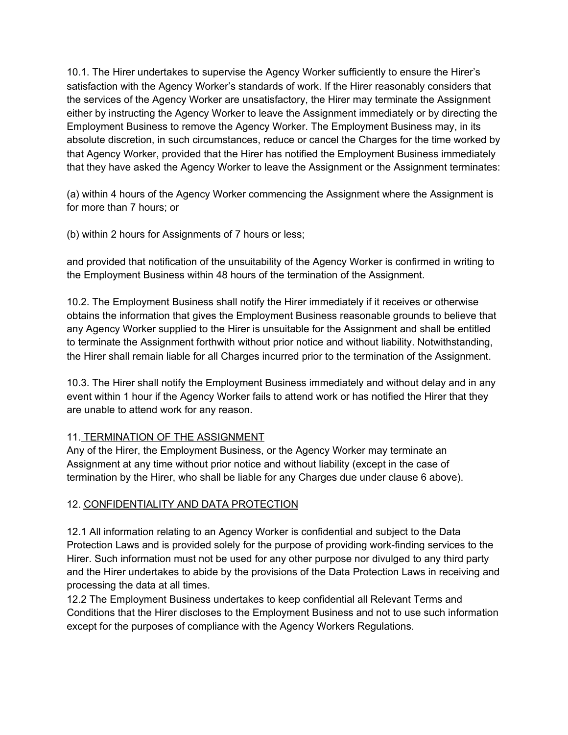10.1. The Hirer undertakes to supervise the Agency Worker sufficiently to ensure the Hirer's satisfaction with the Agency Worker's standards of work. If the Hirer reasonably considers that the services of the Agency Worker are unsatisfactory, the Hirer may terminate the Assignment either by instructing the Agency Worker to leave the Assignment immediately or by directing the Employment Business to remove the Agency Worker. The Employment Business may, in its absolute discretion, in such circumstances, reduce or cancel the Charges for the time worked by that Agency Worker, provided that the Hirer has notified the Employment Business immediately that they have asked the Agency Worker to leave the Assignment or the Assignment terminates:

(a) within 4 hours of the Agency Worker commencing the Assignment where the Assignment is for more than 7 hours; or

(b) within 2 hours for Assignments of 7 hours or less;

and provided that notification of the unsuitability of the Agency Worker is confirmed in writing to the Employment Business within 48 hours of the termination of the Assignment.

10.2. The Employment Business shall notify the Hirer immediately if it receives or otherwise obtains the information that gives the Employment Business reasonable grounds to believe that any Agency Worker supplied to the Hirer is unsuitable for the Assignment and shall be entitled to terminate the Assignment forthwith without prior notice and without liability. Notwithstanding, the Hirer shall remain liable for all Charges incurred prior to the termination of the Assignment.

10.3. The Hirer shall notify the Employment Business immediately and without delay and in any event within 1 hour if the Agency Worker fails to attend work or has notified the Hirer that they are unable to attend work for any reason.

## 11. TERMINATION OF THE ASSIGNMENT

Any of the Hirer, the Employment Business, or the Agency Worker may terminate an Assignment at any time without prior notice and without liability (except in the case of termination by the Hirer, who shall be liable for any Charges due under clause 6 above).

## 12. CONFIDENTIALITY AND DATA PROTECTION

12.1 All information relating to an Agency Worker is confidential and subject to the Data Protection Laws and is provided solely for the purpose of providing work-finding services to the Hirer. Such information must not be used for any other purpose nor divulged to any third party and the Hirer undertakes to abide by the provisions of the Data Protection Laws in receiving and processing the data at all times.

12.2 The Employment Business undertakes to keep confidential all Relevant Terms and Conditions that the Hirer discloses to the Employment Business and not to use such information except for the purposes of compliance with the Agency Workers Regulations.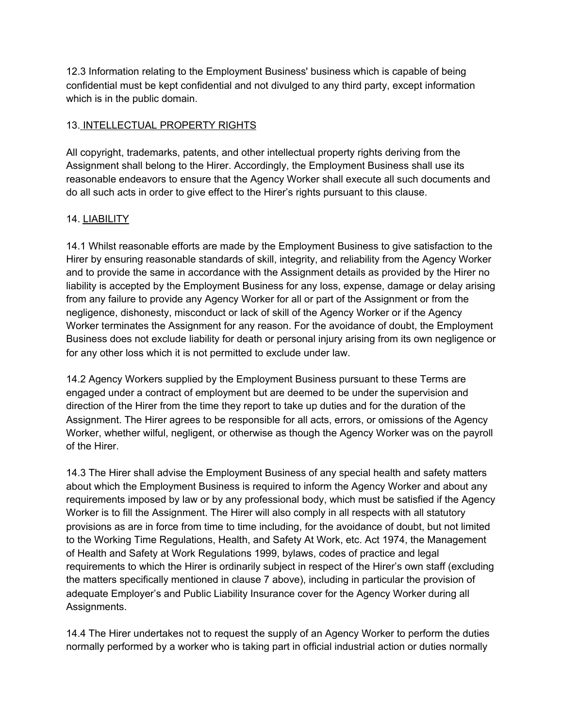12.3 Information relating to the Employment Business' business which is capable of being confidential must be kept confidential and not divulged to any third party, except information which is in the public domain.

## 13. INTELLECTUAL PROPERTY RIGHTS

All copyright, trademarks, patents, and other intellectual property rights deriving from the Assignment shall belong to the Hirer. Accordingly, the Employment Business shall use its reasonable endeavors to ensure that the Agency Worker shall execute all such documents and do all such acts in order to give effect to the Hirer's rights pursuant to this clause.

## 14. LIABILITY

14.1 Whilst reasonable efforts are made by the Employment Business to give satisfaction to the Hirer by ensuring reasonable standards of skill, integrity, and reliability from the Agency Worker and to provide the same in accordance with the Assignment details as provided by the Hirer no liability is accepted by the Employment Business for any loss, expense, damage or delay arising from any failure to provide any Agency Worker for all or part of the Assignment or from the negligence, dishonesty, misconduct or lack of skill of the Agency Worker or if the Agency Worker terminates the Assignment for any reason. For the avoidance of doubt, the Employment Business does not exclude liability for death or personal injury arising from its own negligence or for any other loss which it is not permitted to exclude under law.

14.2 Agency Workers supplied by the Employment Business pursuant to these Terms are engaged under a contract of employment but are deemed to be under the supervision and direction of the Hirer from the time they report to take up duties and for the duration of the Assignment. The Hirer agrees to be responsible for all acts, errors, or omissions of the Agency Worker, whether wilful, negligent, or otherwise as though the Agency Worker was on the payroll of the Hirer.

14.3 The Hirer shall advise the Employment Business of any special health and safety matters about which the Employment Business is required to inform the Agency Worker and about any requirements imposed by law or by any professional body, which must be satisfied if the Agency Worker is to fill the Assignment. The Hirer will also comply in all respects with all statutory provisions as are in force from time to time including, for the avoidance of doubt, but not limited to the Working Time Regulations, Health, and Safety At Work, etc. Act 1974, the Management of Health and Safety at Work Regulations 1999, bylaws, codes of practice and legal requirements to which the Hirer is ordinarily subject in respect of the Hirer's own staff (excluding the matters specifically mentioned in clause 7 above), including in particular the provision of adequate Employer's and Public Liability Insurance cover for the Agency Worker during all Assignments.

14.4 The Hirer undertakes not to request the supply of an Agency Worker to perform the duties normally performed by a worker who is taking part in official industrial action or duties normally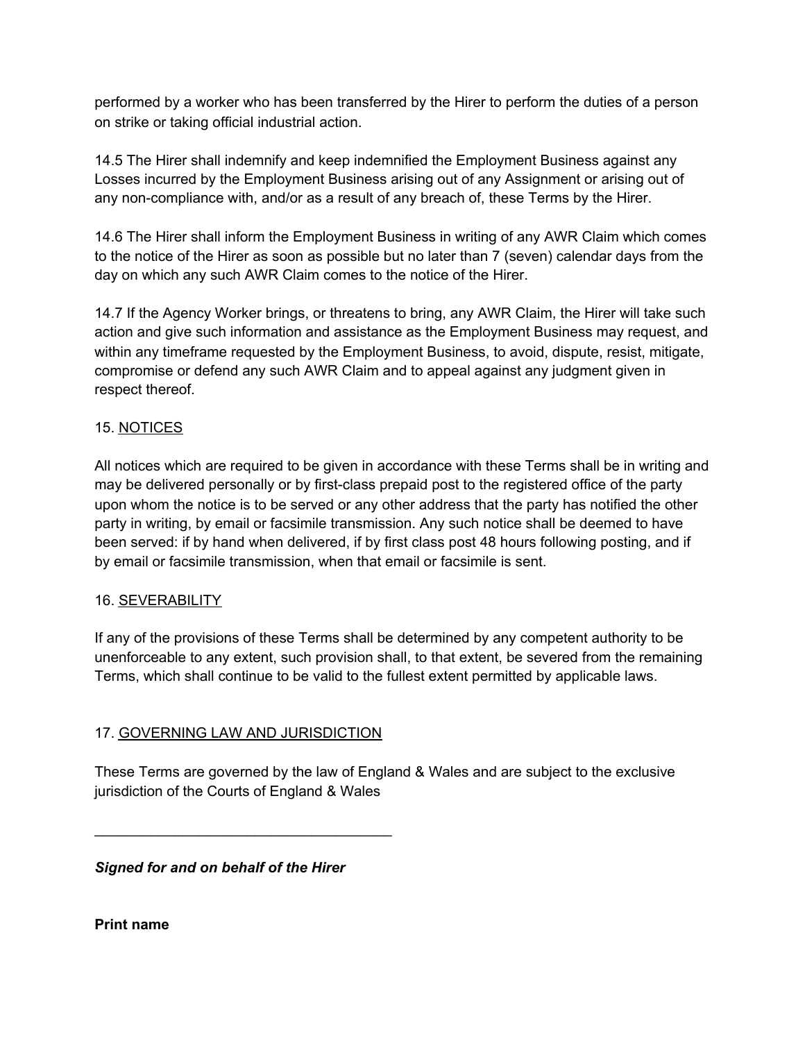performed by a worker who has been transferred by the Hirer to perform the duties of a person on strike or taking official industrial action.

14.5 The Hirer shall indemnify and keep indemnified the Employment Business against any Losses incurred by the Employment Business arising out of any Assignment or arising out of any non-compliance with, and/or as a result of any breach of, these Terms by the Hirer.

14.6 The Hirer shall inform the Employment Business in writing of any AWR Claim which comes to the notice of the Hirer as soon as possible but no later than 7 (seven) calendar days from the day on which any such AWR Claim comes to the notice of the Hirer.

14.7 If the Agency Worker brings, or threatens to bring, any AWR Claim, the Hirer will take such action and give such information and assistance as the Employment Business may request, and within any timeframe requested by the Employment Business, to avoid, dispute, resist, mitigate, compromise or defend any such AWR Claim and to appeal against any judgment given in respect thereof.

## 15. NOTICES

All notices which are required to be given in accordance with these Terms shall be in writing and may be delivered personally or by first-class prepaid post to the registered office of the party upon whom the notice is to be served or any other address that the party has notified the other party in writing, by email or facsimile transmission. Any such notice shall be deemed to have been served: if by hand when delivered, if by first class post 48 hours following posting, and if by email or facsimile transmission, when that email or facsimile is sent.

## 16. SEVERABILITY

If any of the provisions of these Terms shall be determined by any competent authority to be unenforceable to any extent, such provision shall, to that extent, be severed from the remaining Terms, which shall continue to be valid to the fullest extent permitted by applicable laws.

## 17. GOVERNING LAW AND JURISDICTION

These Terms are governed by the law of England & Wales and are subject to the exclusive jurisdiction of the Courts of England & Wales

\_\_\_\_\_\_\_\_\_\_\_\_\_\_\_\_\_\_\_\_\_\_\_\_\_\_\_\_\_\_\_\_\_\_\_\_\_\_

***Signed for and on behalf of the Hirer***

**Print name**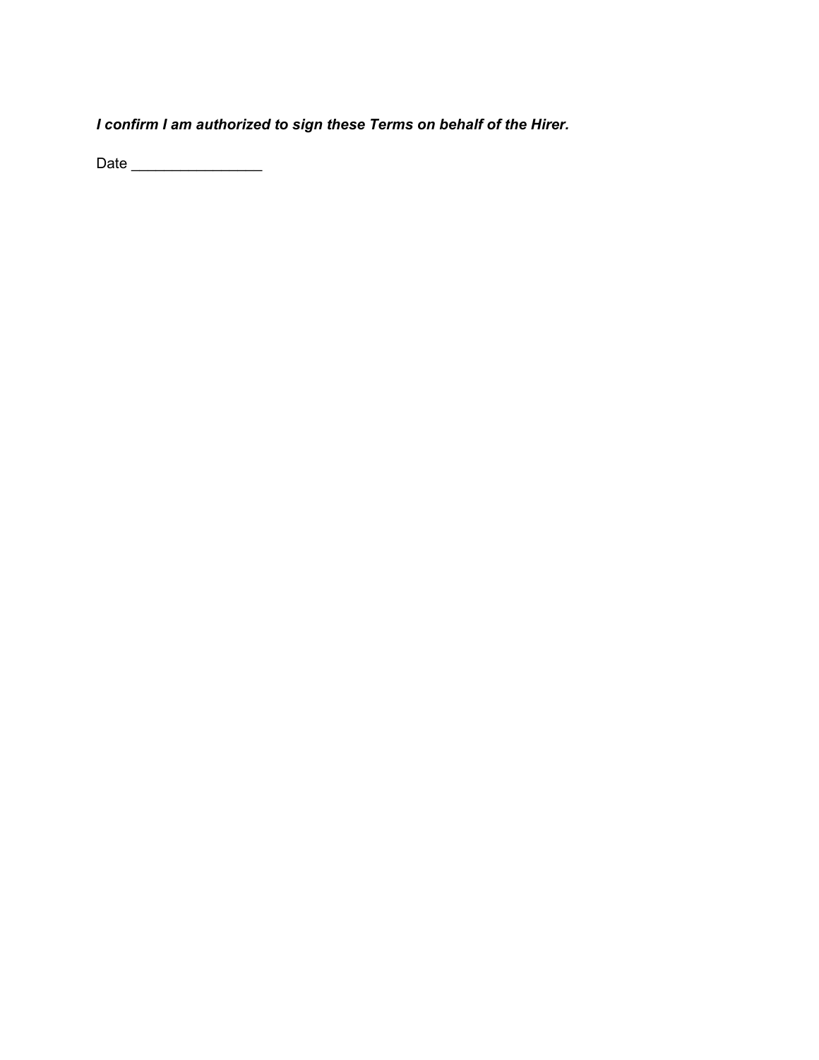***I confirm I am authorized to sign these Terms on behalf of the Hirer.***

Date ________________